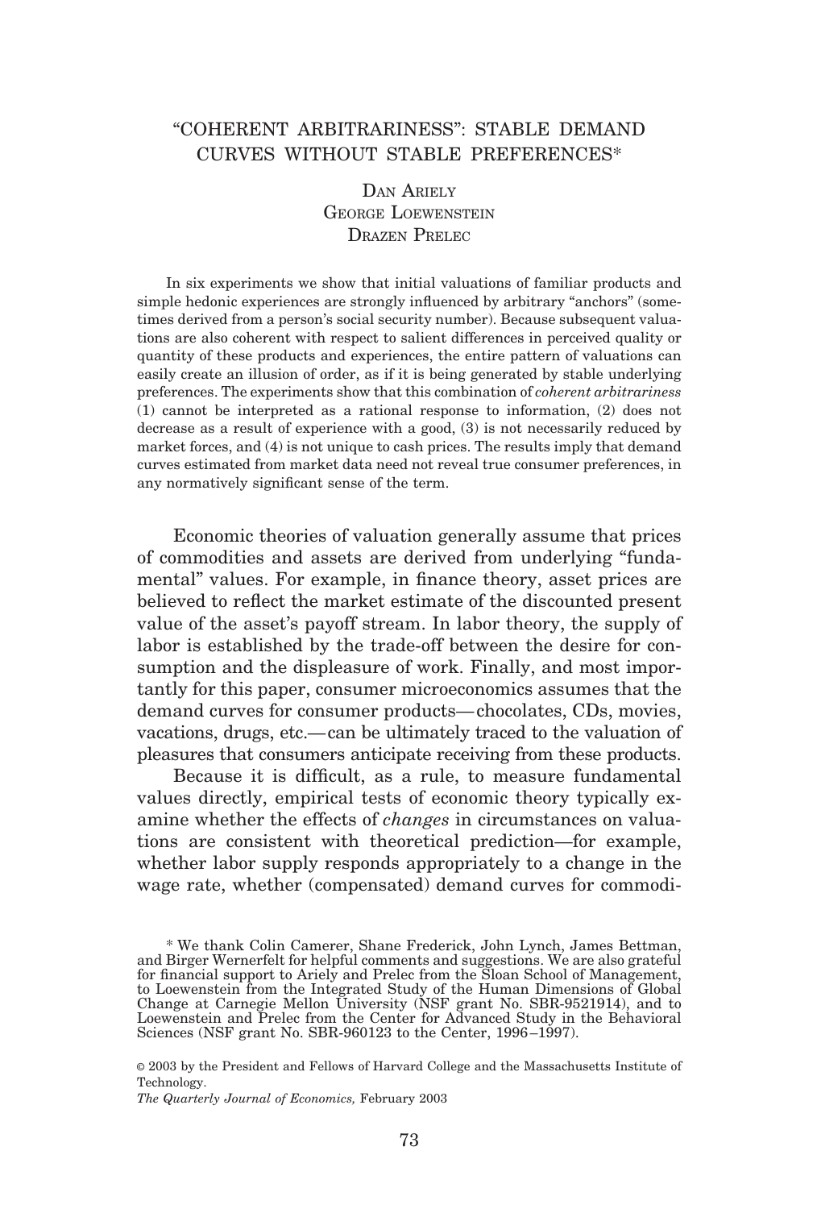# "COHERENT ARBITRARINESS": STABLE DEMAND CURVES WITHOUT STABLE PREFERENCES*

Dan Ariely
George Loewenstein
Drazen Prelec

In six experiments we show that initial valuations of familiar products and simple hedonic experiences are strongly influenced by arbitrary "anchors" (sometimes derived from a person's social security number). Because subsequent valuations are also coherent with respect to salient differences in perceived quality or quantity of these products and experiences, the entire pattern of valuations can easily create an illusion of order, as if it is being generated by stable underlying preferences. The experiments show that this combination of *coherent arbitrariness* (1) cannot be interpreted as a rational response to information, (2) does not decrease as a result of experience with a good, (3) is not necessarily reduced by market forces, and (4) is not unique to cash prices. The results imply that demand curves estimated from market data need not reveal true consumer preferences, in any normatively significant sense of the term.

Economic theories of valuation generally assume that prices of commodities and assets are derived from underlying "fundamental" values. For example, in finance theory, asset prices are believed to reflect the market estimate of the discounted present value of the asset's payoff stream. In labor theory, the supply of labor is established by the trade-off between the desire for consumption and the displeasure of work. Finally, and most importantly for this paper, consumer microeconomics assumes that the demand curves for consumer products—chocolates, CDs, movies, vacations, drugs, etc.—can be ultimately traced to the valuation of pleasures that consumers anticipate receiving from these products.

Because it is difficult, as a rule, to measure fundamental values directly, empirical tests of economic theory typically examine whether the effects of *changes* in circumstances on valuations are consistent with theoretical prediction—for example, whether labor supply responds appropriately to a change in the wage rate, whether (compensated) demand curves for commodi-

\* We thank Colin Camerer, Shane Frederick, John Lynch, James Bettman, and Birger Wernerfelt for helpful comments and suggestions. We are also grateful for financial support to Ariely and Prelec from the Sloan School of Management, to Loewenstein from the Integrated Study of the Human Dimensions of Global Change at Carnegie Mellon University (NSF grant No. SBR-9521914), and to Loewenstein and Prelec from the Center for Advanced Study in the Behavioral Sciences (NSF grant No. SBR-960123 to the Center, 1996–1997).

© 2003 by the President and Fellows of Harvard College and the Massachusetts Institute of Technology.
*The Quarterly Journal of Economics,* February 2003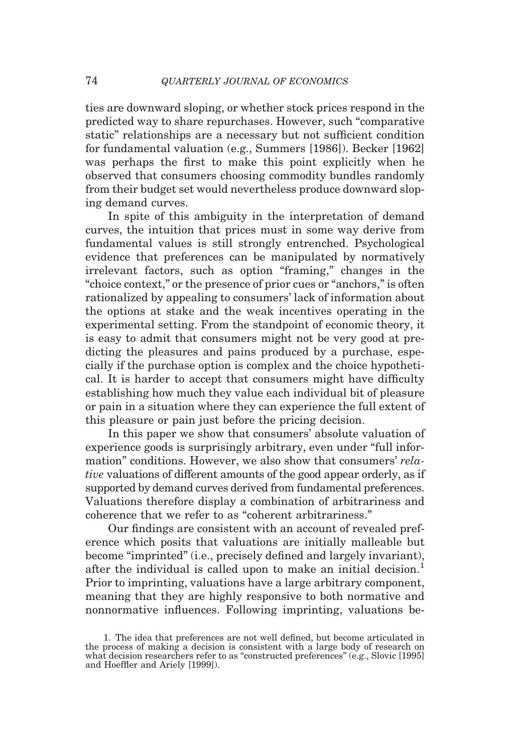ties are downward sloping, or whether stock prices respond in the predicted way to share repurchases. However, such "comparative static" relationships are a necessary but not sufficient condition for fundamental valuation (e.g., Summers [1986]). Becker [1962] was perhaps the first to make this point explicitly when he observed that consumers choosing commodity bundles randomly from their budget set would nevertheless produce downward sloping demand curves.

In spite of this ambiguity in the interpretation of demand curves, the intuition that prices must in some way derive from fundamental values is still strongly entrenched. Psychological evidence that preferences can be manipulated by normatively irrelevant factors, such as option "framing," changes in the "choice context," or the presence of prior cues or "anchors," is often rationalized by appealing to consumers' lack of information about the options at stake and the weak incentives operating in the experimental setting. From the standpoint of economic theory, it is easy to admit that consumers might not be very good at predicting the pleasures and pains produced by a purchase, especially if the purchase option is complex and the choice hypothetical. It is harder to accept that consumers might have difficulty establishing how much they value each individual bit of pleasure or pain in a situation where they can experience the full extent of this pleasure or pain just before the pricing decision.

In this paper we show that consumers' absolute valuation of experience goods is surprisingly arbitrary, even under "full information" conditions. However, we also show that consumers' *relative* valuations of different amounts of the good appear orderly, as if supported by demand curves derived from fundamental preferences. Valuations therefore display a combination of arbitrariness and coherence that we refer to as "coherent arbitrariness."

Our findings are consistent with an account of revealed preference which posits that valuations are initially malleable but become "imprinted" (i.e., precisely defined and largely invariant), after the individual is called upon to make an initial decision.[1] Prior to imprinting, valuations have a large arbitrary component, meaning that they are highly responsive to both normative and nonnormative influences. Following imprinting, valuations be-

1. The idea that preferences are not well defined, but become articulated in the process of making a decision is consistent with a large body of research on what decision researchers refer to as "constructed preferences" (e.g., Slovic [1995] and Hoeffler and Ariely [1999]).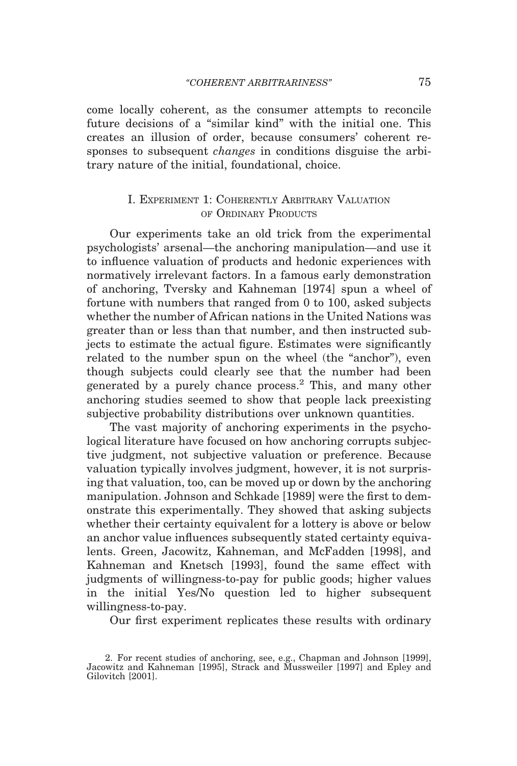come locally coherent, as the consumer attempts to reconcile future decisions of a "similar kind" with the initial one. This creates an illusion of order, because consumers' coherent responses to subsequent *changes* in conditions disguise the arbitrary nature of the initial, foundational, choice.

## I. Experiment 1: Coherently Arbitrary Valuation of Ordinary Products

Our experiments take an old trick from the experimental psychologists' arsenal—the anchoring manipulation—and use it to influence valuation of products and hedonic experiences with normatively irrelevant factors. In a famous early demonstration of anchoring, Tversky and Kahneman [1974] spun a wheel of fortune with numbers that ranged from 0 to 100, asked subjects whether the number of African nations in the United Nations was greater than or less than that number, and then instructed subjects to estimate the actual figure. Estimates were significantly related to the number spun on the wheel (the "anchor"), even though subjects could clearly see that the number had been generated by a purely chance process.[2] This, and many other anchoring studies seemed to show that people lack preexisting subjective probability distributions over unknown quantities.

The vast majority of anchoring experiments in the psychological literature have focused on how anchoring corrupts subjective judgment, not subjective valuation or preference. Because valuation typically involves judgment, however, it is not surprising that valuation, too, can be moved up or down by the anchoring manipulation. Johnson and Schkade [1989] were the first to demonstrate this experimentally. They showed that asking subjects whether their certainty equivalent for a lottery is above or below an anchor value influences subsequently stated certainty equivalents. Green, Jacowitz, Kahneman, and McFadden [1998], and Kahneman and Knetsch [1993], found the same effect with judgments of willingness-to-pay for public goods; higher values in the initial Yes/No question led to higher subsequent willingness-to-pay.

Our first experiment replicates these results with ordinary

2. For recent studies of anchoring, see, e.g., Chapman and Johnson [1999], Jacowitz and Kahneman [1995], Strack and Mussweiler [1997] and Epley and Gilovitch [2001].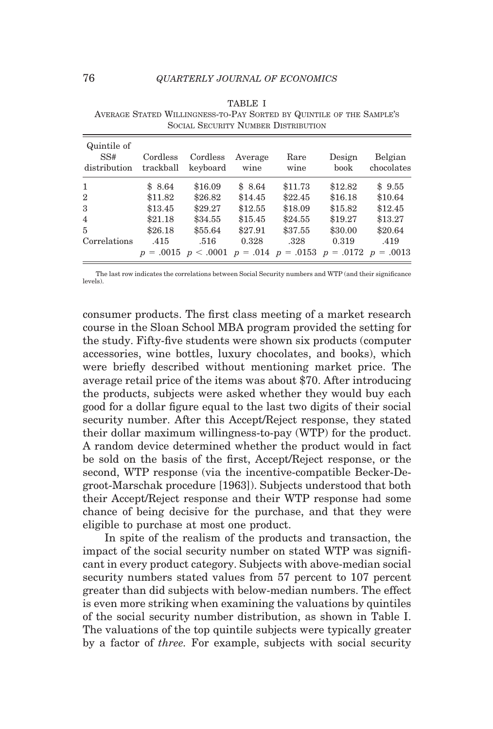TABLE I
AVERAGE STATED WILLINGNESS-TO-PAY SORTED BY QUINTILE OF THE SAMPLE'S SOCIAL SECURITY NUMBER DISTRIBUTION

| Quintile of SS# distribution | Cordless trackball | Cordless keyboard | Average wine | Rare wine | Design book | Belgian chocolates |
|---|---|---|---|---|---|---|
| 1 | $ 8.64 | $16.09 | $ 8.64 | $11.73 | $12.82 | $ 9.55 |
| 2 | $11.82 | $26.82 | $14.45 | $22.45 | $16.18 | $10.64 |
| 3 | $13.45 | $29.27 | $12.55 | $18.09 | $15.82 | $12.45 |
| 4 | $21.18 | $34.55 | $15.45 | $24.55 | $19.27 | $13.27 |
| 5 | $26.18 | $55.64 | $27.91 | $37.55 | $30.00 | $20.64 |
| Correlations | .415 | .516 | 0.328 | .328 | 0.319 | .419 |
| | $p = .0015$ | $p < .0001$ | $p = .014$ | $p = .0153$ | $p = .0172$ | $p = .0013$ |

The last row indicates the correlations between Social Security numbers and WTP (and their significance levels).

consumer products. The first class meeting of a market research course in the Sloan School MBA program provided the setting for the study. Fifty-five students were shown six products (computer accessories, wine bottles, luxury chocolates, and books), which were briefly described without mentioning market price. The average retail price of the items was about $70. After introducing the products, subjects were asked whether they would buy each good for a dollar figure equal to the last two digits of their social security number. After this Accept/Reject response, they stated their dollar maximum willingness-to-pay (WTP) for the product. A random device determined whether the product would in fact be sold on the basis of the first, Accept/Reject response, or the second, WTP response (via the incentive-compatible Becker-Degroot-Marschak procedure [1963]). Subjects understood that both their Accept/Reject response and their WTP response had some chance of being decisive for the purchase, and that they were eligible to purchase at most one product.

In spite of the realism of the products and transaction, the impact of the social security number on stated WTP was significant in every product category. Subjects with above-median social security numbers stated values from 57 percent to 107 percent greater than did subjects with below-median numbers. The effect is even more striking when examining the valuations by quintiles of the social security number distribution, as shown in Table I. The valuations of the top quintile subjects were typically greater by a factor of *three*. For example, subjects with social security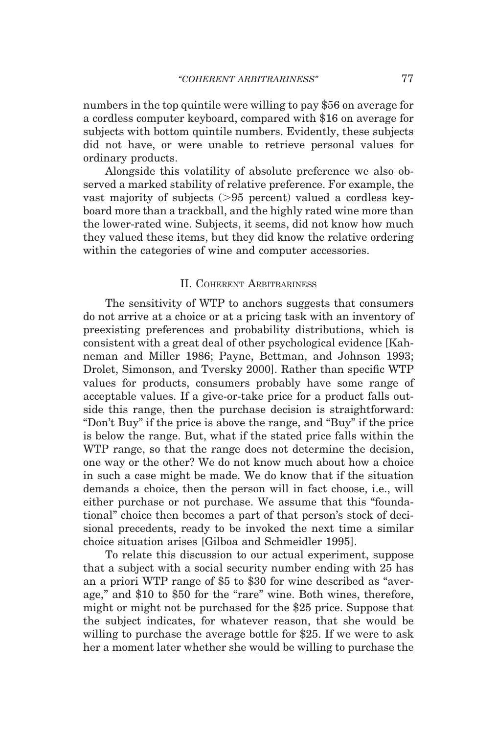numbers in the top quintile were willing to pay $56 on average for a cordless computer keyboard, compared with $16 on average for subjects with bottom quintile numbers. Evidently, these subjects did not have, or were unable to retrieve personal values for ordinary products.

Alongside this volatility of absolute preference we also observed a marked stability of relative preference. For example, the vast majority of subjects (>95 percent) valued a cordless keyboard more than a trackball, and the highly rated wine more than the lower-rated wine. Subjects, it seems, did not know how much they valued these items, but they did know the relative ordering within the categories of wine and computer accessories.

## II. Coherent Arbitrariness

The sensitivity of WTP to anchors suggests that consumers do not arrive at a choice or at a pricing task with an inventory of preexisting preferences and probability distributions, which is consistent with a great deal of other psychological evidence [Kahneman and Miller 1986; Payne, Bettman, and Johnson 1993; Drolet, Simonson, and Tversky 2000]. Rather than specific WTP values for products, consumers probably have some range of acceptable values. If a give-or-take price for a product falls outside this range, then the purchase decision is straightforward: "Don't Buy" if the price is above the range, and "Buy" if the price is below the range. But, what if the stated price falls within the WTP range, so that the range does not determine the decision, one way or the other? We do not know much about how a choice in such a case might be made. We do know that if the situation demands a choice, then the person will in fact choose, i.e., will either purchase or not purchase. We assume that this "foundational" choice then becomes a part of that person's stock of decisional precedents, ready to be invoked the next time a similar choice situation arises [Gilboa and Schmeidler 1995].

To relate this discussion to our actual experiment, suppose that a subject with a social security number ending with 25 has an a priori WTP range of $5 to $30 for wine described as "average," and $10 to $50 for the "rare" wine. Both wines, therefore, might or might not be purchased for the $25 price. Suppose that the subject indicates, for whatever reason, that she would be willing to purchase the average bottle for $25. If we were to ask her a moment later whether she would be willing to purchase the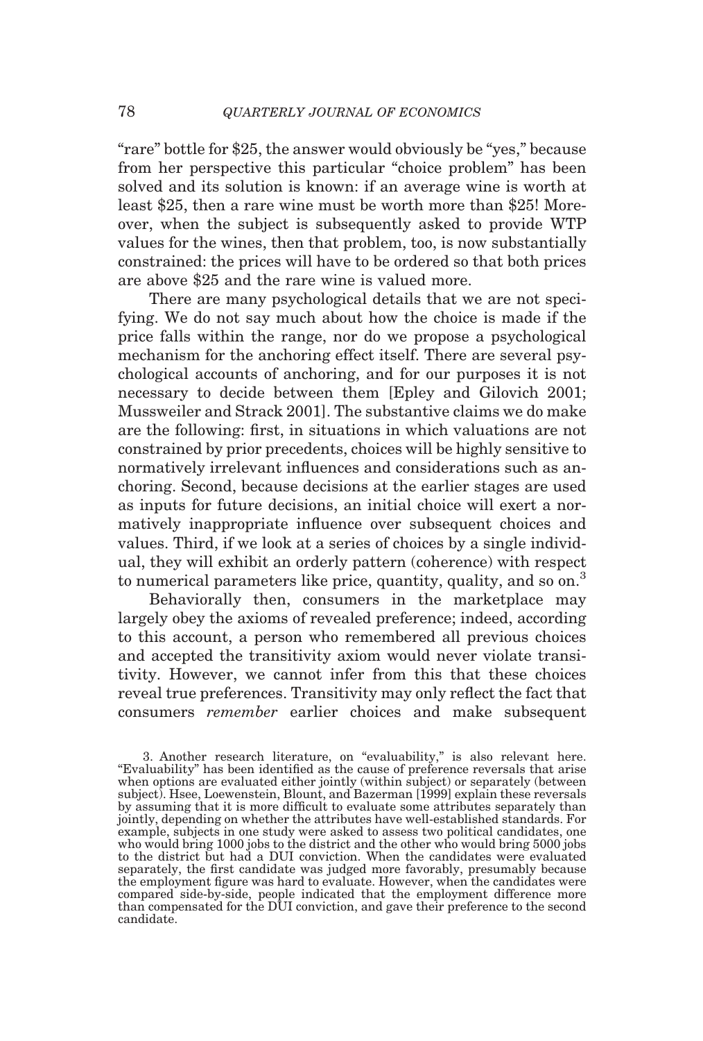"rare" bottle for $25, the answer would obviously be "yes," because from her perspective this particular "choice problem" has been solved and its solution is known: if an average wine is worth at least $25, then a rare wine must be worth more than $25! Moreover, when the subject is subsequently asked to provide WTP values for the wines, then that problem, too, is now substantially constrained: the prices will have to be ordered so that both prices are above $25 and the rare wine is valued more.

There are many psychological details that we are not specifying. We do not say much about how the choice is made if the price falls within the range, nor do we propose a psychological mechanism for the anchoring effect itself. There are several psychological accounts of anchoring, and for our purposes it is not necessary to decide between them [Epley and Gilovich 2001; Mussweiler and Strack 2001]. The substantive claims we do make are the following: first, in situations in which valuations are not constrained by prior precedents, choices will be highly sensitive to normatively irrelevant influences and considerations such as anchoring. Second, because decisions at the earlier stages are used as inputs for future decisions, an initial choice will exert a normatively inappropriate influence over subsequent choices and values. Third, if we look at a series of choices by a single individual, they will exhibit an orderly pattern (coherence) with respect to numerical parameters like price, quantity, quality, and so on.[3]

Behaviorally then, consumers in the marketplace may largely obey the axioms of revealed preference; indeed, according to this account, a person who remembered all previous choices and accepted the transitivity axiom would never violate transitivity. However, we cannot infer from this that these choices reveal true preferences. Transitivity may only reflect the fact that consumers *remember* earlier choices and make subsequent

3. Another research literature, on "evaluability," is also relevant here. "Evaluability" has been identified as the cause of preference reversals that arise when options are evaluated either jointly (within subject) or separately (between subject). Hsee, Loewenstein, Blount, and Bazerman [1999] explain these reversals by assuming that it is more difficult to evaluate some attributes separately than jointly, depending on whether the attributes have well-established standards. For example, subjects in one study were asked to assess two political candidates, one who would bring 1000 jobs to the district and the other who would bring 5000 jobs to the district but had a DUI conviction. When the candidates were evaluated separately, the first candidate was judged more favorably, presumably because the employment figure was hard to evaluate. However, when the candidates were compared side-by-side, people indicated that the employment difference more than compensated for the DUI conviction, and gave their preference to the second candidate.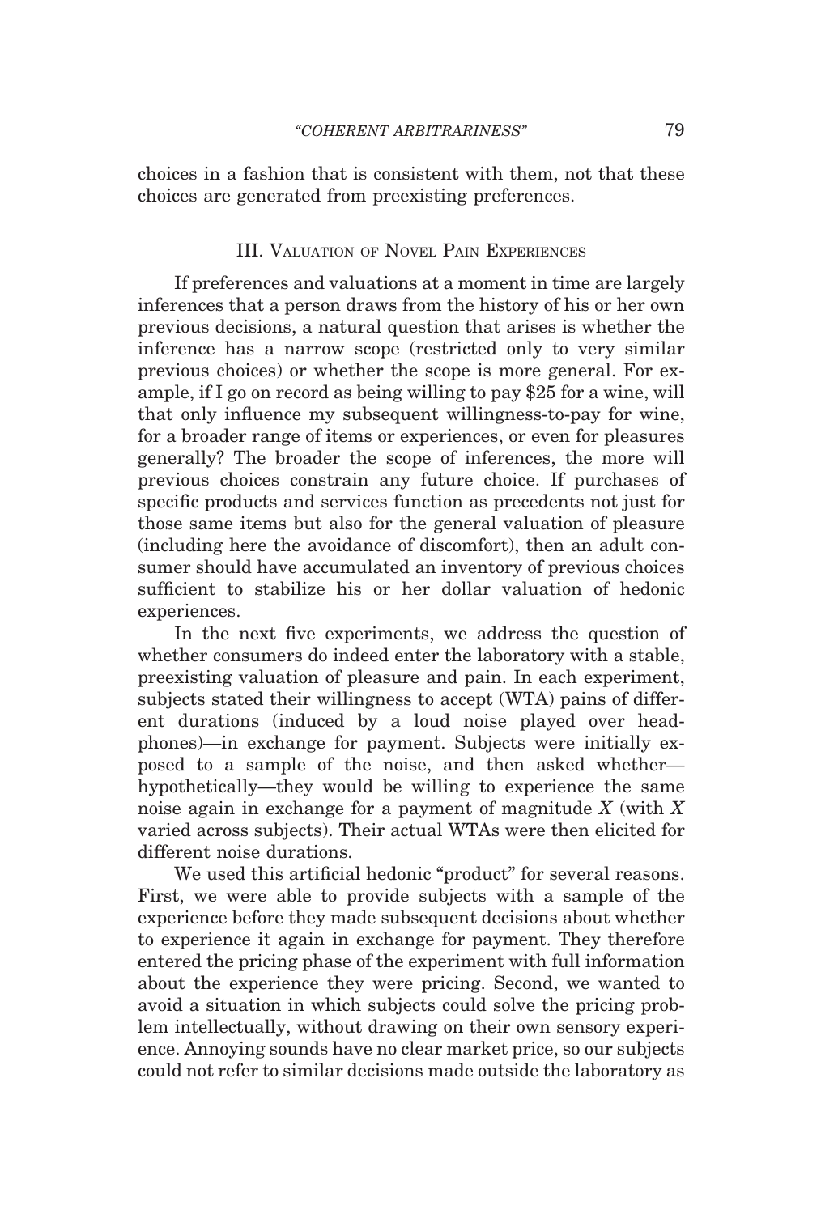choices in a fashion that is consistent with them, not that these choices are generated from preexisting preferences.

## III. Valuation of Novel Pain Experiences

If preferences and valuations at a moment in time are largely inferences that a person draws from the history of his or her own previous decisions, a natural question that arises is whether the inference has a narrow scope (restricted only to very similar previous choices) or whether the scope is more general. For example, if I go on record as being willing to pay $25 for a wine, will that only influence my subsequent willingness-to-pay for wine, for a broader range of items or experiences, or even for pleasures generally? The broader the scope of inferences, the more will previous choices constrain any future choice. If purchases of specific products and services function as precedents not just for those same items but also for the general valuation of pleasure (including here the avoidance of discomfort), then an adult consumer should have accumulated an inventory of previous choices sufficient to stabilize his or her dollar valuation of hedonic experiences.

In the next five experiments, we address the question of whether consumers do indeed enter the laboratory with a stable, preexisting valuation of pleasure and pain. In each experiment, subjects stated their willingness to accept (WTA) pains of different durations (induced by a loud noise played over headphones)—in exchange for payment. Subjects were initially exposed to a sample of the noise, and then asked whether—hypothetically—they would be willing to experience the same noise again in exchange for a payment of magnitude $X$ (with $X$ varied across subjects). Their actual WTAs were then elicited for different noise durations.

We used this artificial hedonic "product" for several reasons. First, we were able to provide subjects with a sample of the experience before they made subsequent decisions about whether to experience it again in exchange for payment. They therefore entered the pricing phase of the experiment with full information about the experience they were pricing. Second, we wanted to avoid a situation in which subjects could solve the pricing problem intellectually, without drawing on their own sensory experience. Annoying sounds have no clear market price, so our subjects could not refer to similar decisions made outside the laboratory as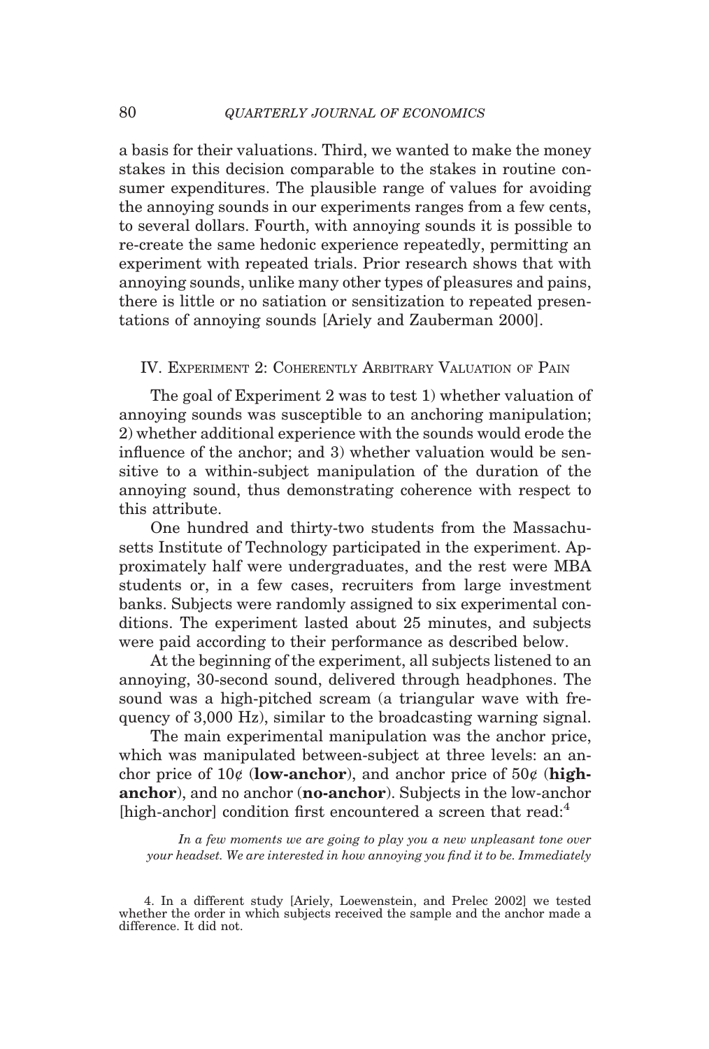a basis for their valuations. Third, we wanted to make the money stakes in this decision comparable to the stakes in routine consumer expenditures. The plausible range of values for avoiding the annoying sounds in our experiments ranges from a few cents, to several dollars. Fourth, with annoying sounds it is possible to re-create the same hedonic experience repeatedly, permitting an experiment with repeated trials. Prior research shows that with annoying sounds, unlike many other types of pleasures and pains, there is little or no satiation or sensitization to repeated presentations of annoying sounds [Ariely and Zauberman 2000].

## IV. Experiment 2: Coherently Arbitrary Valuation of Pain

The goal of Experiment 2 was to test 1) whether valuation of annoying sounds was susceptible to an anchoring manipulation; 2) whether additional experience with the sounds would erode the influence of the anchor; and 3) whether valuation would be sensitive to a within-subject manipulation of the duration of the annoying sound, thus demonstrating coherence with respect to this attribute.

One hundred and thirty-two students from the Massachusetts Institute of Technology participated in the experiment. Approximately half were undergraduates, and the rest were MBA students or, in a few cases, recruiters from large investment banks. Subjects were randomly assigned to six experimental conditions. The experiment lasted about 25 minutes, and subjects were paid according to their performance as described below.

At the beginning of the experiment, all subjects listened to an annoying, 30-second sound, delivered through headphones. The sound was a high-pitched scream (a triangular wave with frequency of 3,000 Hz), similar to the broadcasting warning signal.

The main experimental manipulation was the anchor price, which was manipulated between-subject at three levels: an anchor price of 10¢ (**low-anchor**), and anchor price of 50¢ (**high-anchor**), and no anchor (**no-anchor**). Subjects in the low-anchor [high-anchor] condition first encountered a screen that read:[4]

> *In a few moments we are going to play you a new unpleasant tone over your headset. We are interested in how annoying you find it to be. Immediately*

4. In a different study [Ariely, Loewenstein, and Prelec 2002] we tested whether the order in which subjects received the sample and the anchor made a difference. It did not.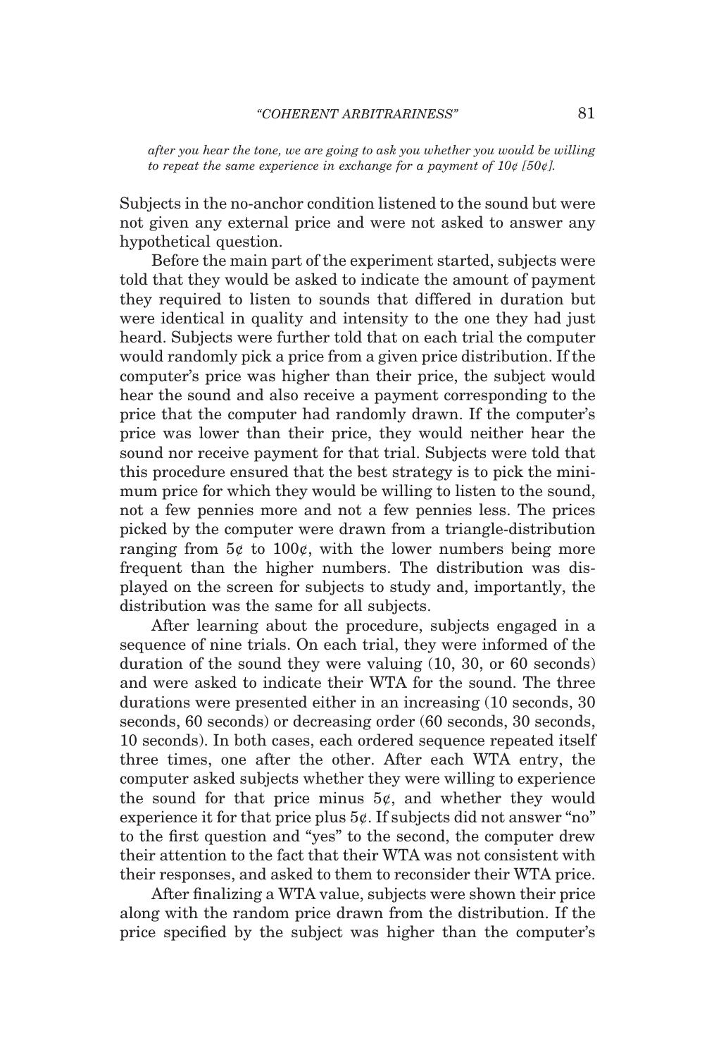*after you hear the tone, we are going to ask you whether you would be willing to repeat the same experience in exchange for a payment of 10¢ [50¢].*

Subjects in the no-anchor condition listened to the sound but were not given any external price and were not asked to answer any hypothetical question.

Before the main part of the experiment started, subjects were told that they would be asked to indicate the amount of payment they required to listen to sounds that differed in duration but were identical in quality and intensity to the one they had just heard. Subjects were further told that on each trial the computer would randomly pick a price from a given price distribution. If the computer's price was higher than their price, the subject would hear the sound and also receive a payment corresponding to the price that the computer had randomly drawn. If the computer's price was lower than their price, they would neither hear the sound nor receive payment for that trial. Subjects were told that this procedure ensured that the best strategy is to pick the minimum price for which they would be willing to listen to the sound, not a few pennies more and not a few pennies less. The prices picked by the computer were drawn from a triangle-distribution ranging from 5¢ to 100¢, with the lower numbers being more frequent than the higher numbers. The distribution was displayed on the screen for subjects to study and, importantly, the distribution was the same for all subjects.

After learning about the procedure, subjects engaged in a sequence of nine trials. On each trial, they were informed of the duration of the sound they were valuing (10, 30, or 60 seconds) and were asked to indicate their WTA for the sound. The three durations were presented either in an increasing (10 seconds, 30 seconds, 60 seconds) or decreasing order (60 seconds, 30 seconds, 10 seconds). In both cases, each ordered sequence repeated itself three times, one after the other. After each WTA entry, the computer asked subjects whether they were willing to experience the sound for that price minus 5¢, and whether they would experience it for that price plus 5¢. If subjects did not answer "no" to the first question and "yes" to the second, the computer drew their attention to the fact that their WTA was not consistent with their responses, and asked to them to reconsider their WTA price.

After finalizing a WTA value, subjects were shown their price along with the random price drawn from the distribution. If the price specified by the subject was higher than the computer's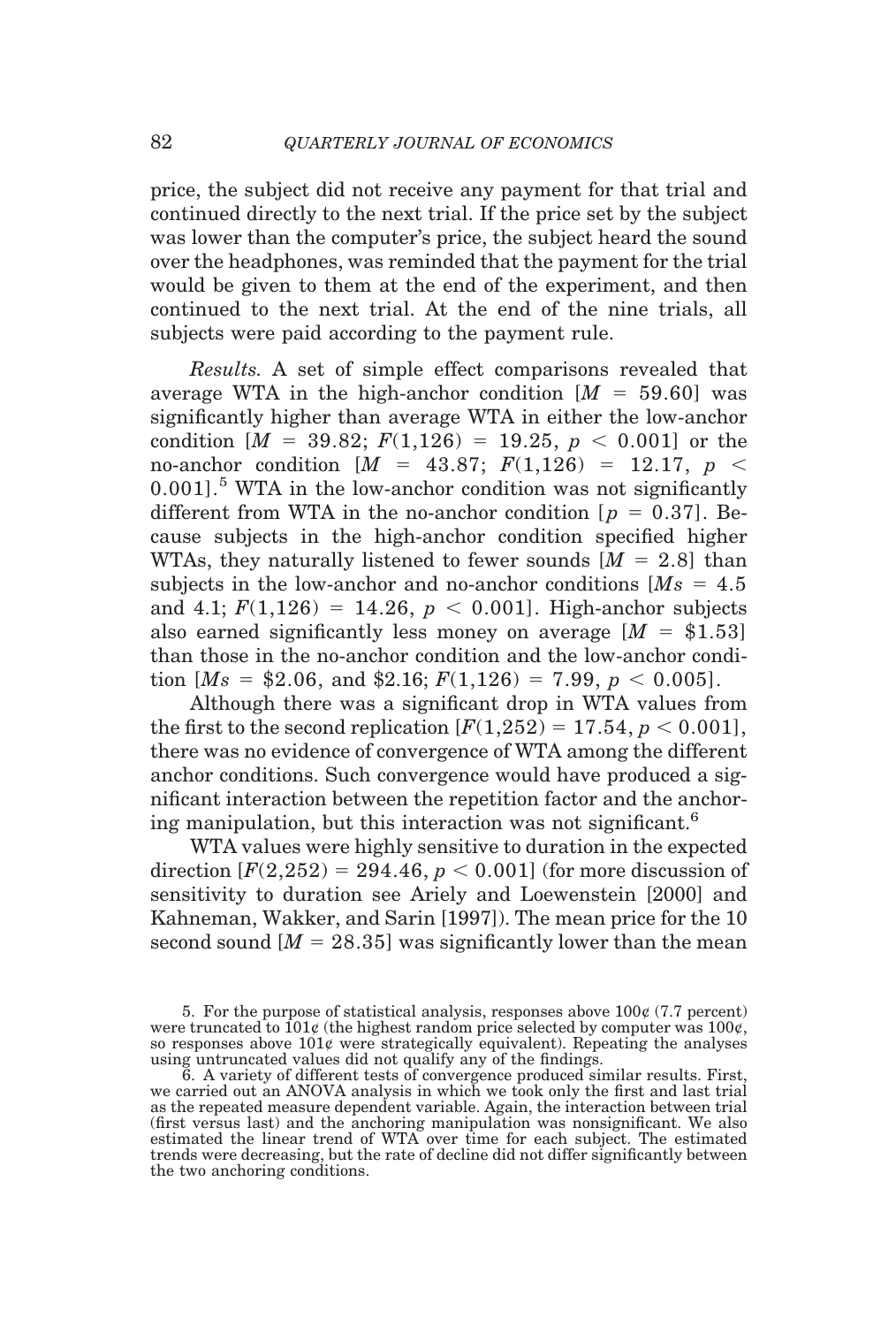price, the subject did not receive any payment for that trial and continued directly to the next trial. If the price set by the subject was lower than the computer's price, the subject heard the sound over the headphones, was reminded that the payment for the trial would be given to them at the end of the experiment, and then continued to the next trial. At the end of the nine trials, all subjects were paid according to the payment rule.

*Results.* A set of simple effect comparisons revealed that average WTA in the high-anchor condition [$M = 59.60$] was significantly higher than average WTA in either the low-anchor condition [$M = 39.82$; $F(1{,}126) = 19.25$, $p < 0.001$] or the no-anchor condition [$M = 43.87$; $F(1{,}126) = 12.17$, $p < 0.001$].[5] WTA in the low-anchor condition was not significantly different from WTA in the no-anchor condition [$p = 0.37$]. Because subjects in the high-anchor condition specified higher WTAs, they naturally listened to fewer sounds [$M = 2.8$] than subjects in the low-anchor and no-anchor conditions [$Ms = 4.5$ and 4.1; $F(1{,}126) = 14.26$, $p < 0.001$]. High-anchor subjects also earned significantly less money on average [$M =$ \$1.53] than those in the no-anchor condition and the low-anchor condition [$Ms =$ \$2.06, and \$2.16; $F(1{,}126) = 7.99$, $p < 0.005$].

Although there was a significant drop in WTA values from the first to the second replication [$F(1{,}252) = 17.54$, $p < 0.001$], there was no evidence of convergence of WTA among the different anchor conditions. Such convergence would have produced a significant interaction between the repetition factor and the anchoring manipulation, but this interaction was not significant.[6]

WTA values were highly sensitive to duration in the expected direction [$F(2{,}252) = 294.46$, $p < 0.001$] (for more discussion of sensitivity to duration see Ariely and Loewenstein [2000] and Kahneman, Wakker, and Sarin [1997]). The mean price for the 10 second sound [$M = 28.35$] was significantly lower than the mean

5. For the purpose of statistical analysis, responses above 100¢ (7.7 percent) were truncated to 101¢ (the highest random price selected by computer was 100¢, so responses above 101¢ were strategically equivalent). Repeating the analyses using untruncated values did not qualify any of the findings.

6. A variety of different tests of convergence produced similar results. First, we carried out an ANOVA analysis in which we took only the first and last trial as the repeated measure dependent variable. Again, the interaction between trial (first versus last) and the anchoring manipulation was nonsignificant. We also estimated the linear trend of WTA over time for each subject. The estimated trends were decreasing, but the rate of decline did not differ significantly between the two anchoring conditions.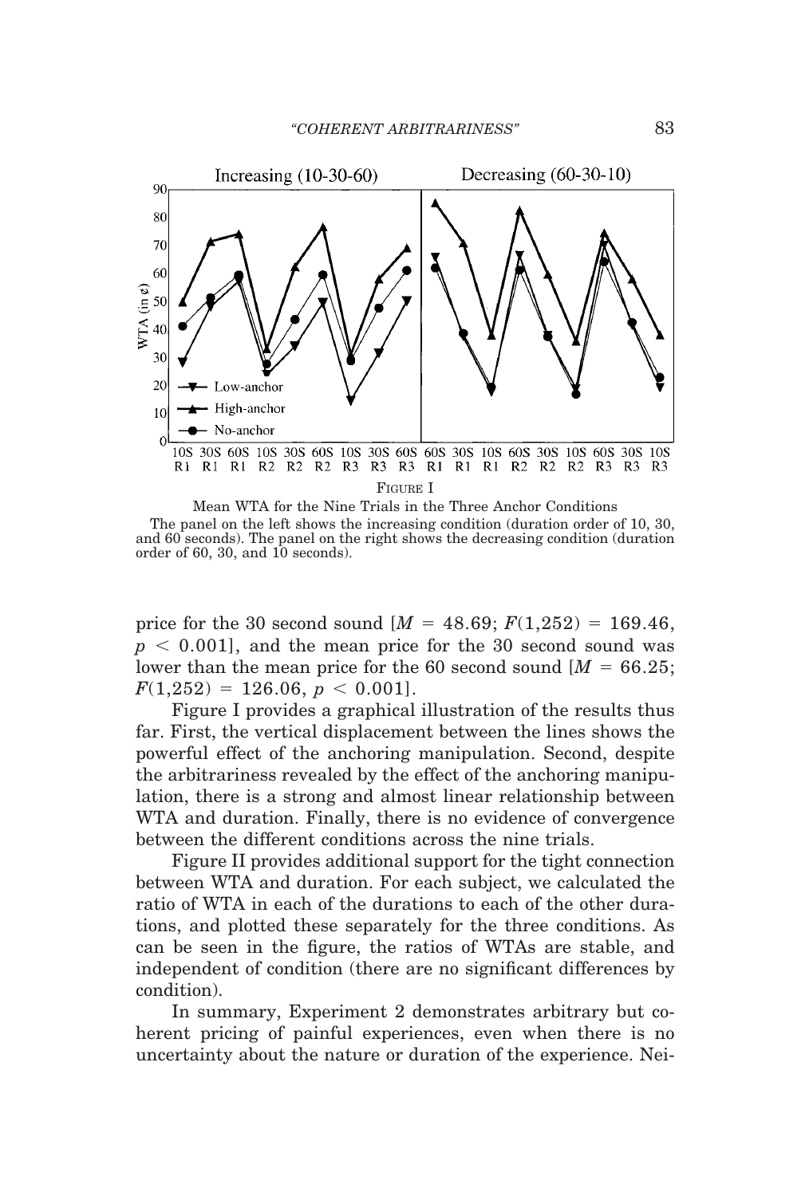**Figure I**

Mean WTA for the Nine Trials in the Three Anchor Conditions

The panel on the left shows the increasing condition (duration order of 10, 30, and 60 seconds). The panel on the right shows the decreasing condition (duration order of 60, 30, and 10 seconds).

price for the 30 second sound [$M = 48.69$; $F(1,252) = 169.46$, $p < 0.001$], and the mean price for the 30 second sound was lower than the mean price for the 60 second sound [$M = 66.25$; $F(1,252) = 126.06$, $p < 0.001$].

Figure I provides a graphical illustration of the results thus far. First, the vertical displacement between the lines shows the powerful effect of the anchoring manipulation. Second, despite the arbitrariness revealed by the effect of the anchoring manipulation, there is a strong and almost linear relationship between WTA and duration. Finally, there is no evidence of convergence between the different conditions across the nine trials.

Figure II provides additional support for the tight connection between WTA and duration. For each subject, we calculated the ratio of WTA in each of the durations to each of the other durations, and plotted these separately for the three conditions. As can be seen in the figure, the ratios of WTAs are stable, and independent of condition (there are no significant differences by condition).

In summary, Experiment 2 demonstrates arbitrary but coherent pricing of painful experiences, even when there is no uncertainty about the nature or duration of the experience. Nei-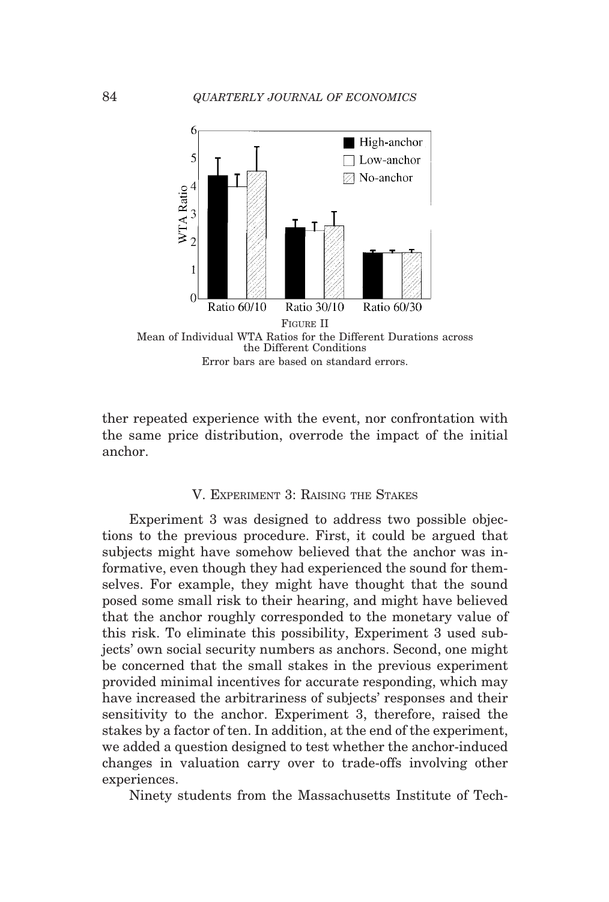FIGURE II
Mean of Individual WTA Ratios for the Different Durations across the Different Conditions
Error bars are based on standard errors.

ther repeated experience with the event, nor confrontation with the same price distribution, overrode the impact of the initial anchor.

## V. EXPERIMENT 3: RAISING THE STAKES

Experiment 3 was designed to address two possible objections to the previous procedure. First, it could be argued that subjects might have somehow believed that the anchor was informative, even though they had experienced the sound for themselves. For example, they might have thought that the sound posed some small risk to their hearing, and might have believed that the anchor roughly corresponded to the monetary value of this risk. To eliminate this possibility, Experiment 3 used subjects' own social security numbers as anchors. Second, one might be concerned that the small stakes in the previous experiment provided minimal incentives for accurate responding, which may have increased the arbitrariness of subjects' responses and their sensitivity to the anchor. Experiment 3, therefore, raised the stakes by a factor of ten. In addition, at the end of the experiment, we added a question designed to test whether the anchor-induced changes in valuation carry over to trade-offs involving other experiences.

Ninety students from the Massachusetts Institute of Tech-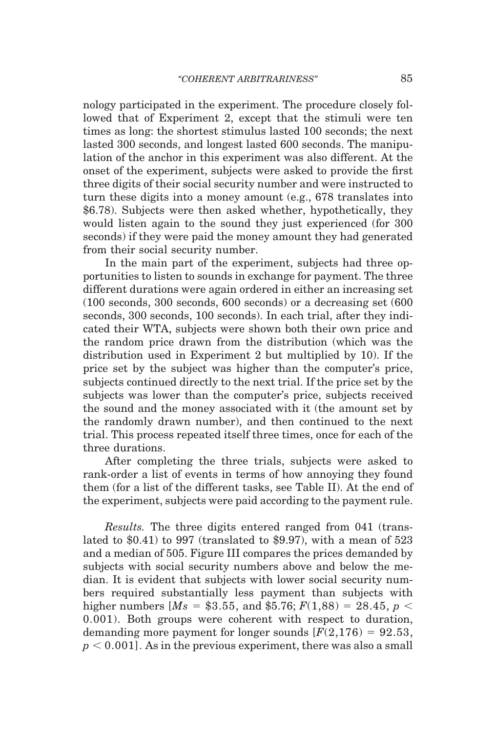nology participated in the experiment. The procedure closely followed that of Experiment 2, except that the stimuli were ten times as long: the shortest stimulus lasted 100 seconds; the next lasted 300 seconds, and longest lasted 600 seconds. The manipulation of the anchor in this experiment was also different. At the onset of the experiment, subjects were asked to provide the first three digits of their social security number and were instructed to turn these digits into a money amount (e.g., 678 translates into \$6.78). Subjects were then asked whether, hypothetically, they would listen again to the sound they just experienced (for 300 seconds) if they were paid the money amount they had generated from their social security number.

In the main part of the experiment, subjects had three opportunities to listen to sounds in exchange for payment. The three different durations were again ordered in either an increasing set (100 seconds, 300 seconds, 600 seconds) or a decreasing set (600 seconds, 300 seconds, 100 seconds). In each trial, after they indicated their WTA, subjects were shown both their own price and the random price drawn from the distribution (which was the distribution used in Experiment 2 but multiplied by 10). If the price set by the subject was higher than the computer's price, subjects continued directly to the next trial. If the price set by the subjects was lower than the computer's price, subjects received the sound and the money associated with it (the amount set by the randomly drawn number), and then continued to the next trial. This process repeated itself three times, once for each of the three durations.

After completing the three trials, subjects were asked to rank-order a list of events in terms of how annoying they found them (for a list of the different tasks, see Table II). At the end of the experiment, subjects were paid according to the payment rule.

*Results.* The three digits entered ranged from 041 (translated to \$0.41) to 997 (translated to \$9.97), with a mean of 523 and a median of 505. Figure III compares the prices demanded by subjects with social security numbers above and below the median. It is evident that subjects with lower social security numbers required substantially less payment than subjects with higher numbers [$Ms$ = \$3.55, and \$5.76; $F(1,88) = 28.45$, $p < 0.001$). Both groups were coherent with respect to duration, demanding more payment for longer sounds [$F(2,176) = 92.53$, $p < 0.001$]. As in the previous experiment, there was also a small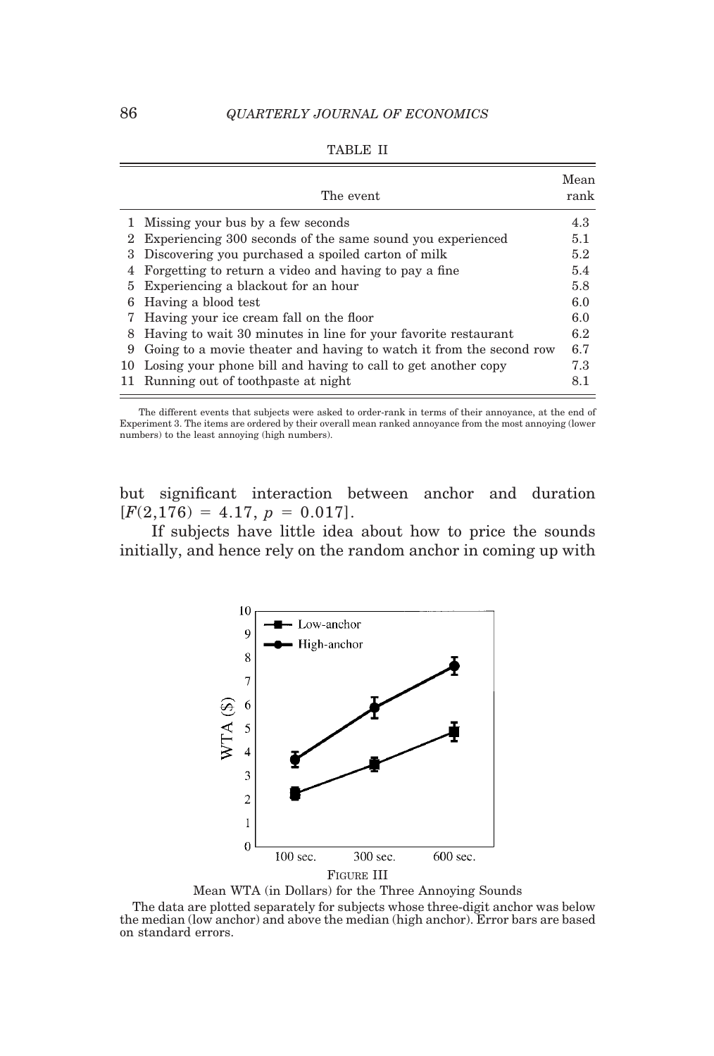TABLE II

| | The event | Mean rank |
|---|---|---|
| 1 | Missing your bus by a few seconds | 4.3 |
| 2 | Experiencing 300 seconds of the same sound you experienced | 5.1 |
| 3 | Discovering you purchased a spoiled carton of milk | 5.2 |
| 4 | Forgetting to return a video and having to pay a fine | 5.4 |
| 5 | Experiencing a blackout for an hour | 5.8 |
| 6 | Having a blood test | 6.0 |
| 7 | Having your ice cream fall on the floor | 6.0 |
| 8 | Having to wait 30 minutes in line for your favorite restaurant | 6.2 |
| 9 | Going to a movie theater and having to watch it from the second row | 6.7 |
| 10 | Losing your phone bill and having to call to get another copy | 7.3 |
| 11 | Running out of toothpaste at night | 8.1 |

The different events that subjects were asked to order-rank in terms of their annoyance, at the end of Experiment 3. The items are ordered by their overall mean ranked annoyance from the most annoying (lower numbers) to the least annoying (high numbers).

but significant interaction between anchor and duration [$F(2,176) = 4.17$, $p = 0.017$].

If subjects have little idea about how to price the sounds initially, and hence rely on the random anchor in coming up with

FIGURE III

Mean WTA (in Dollars) for the Three Annoying Sounds

The data are plotted separately for subjects whose three-digit anchor was below the median (low anchor) and above the median (high anchor). Error bars are based on standard errors.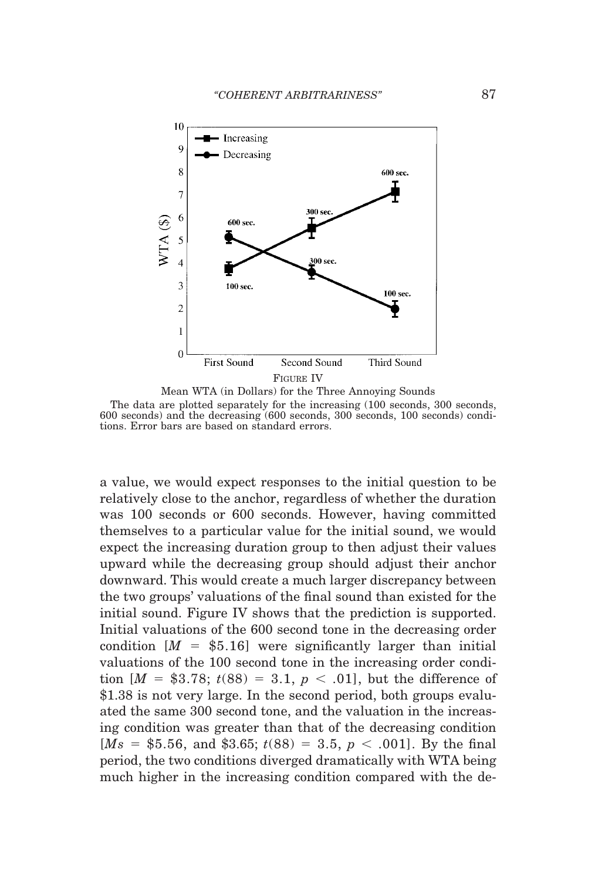FIGURE IV

Mean WTA (in Dollars) for the Three Annoying Sounds

The data are plotted separately for the increasing (100 seconds, 300 seconds, 600 seconds) and the decreasing (600 seconds, 300 seconds, 100 seconds) conditions. Error bars are based on standard errors.

a value, we would expect responses to the initial question to be relatively close to the anchor, regardless of whether the duration was 100 seconds or 600 seconds. However, having committed themselves to a particular value for the initial sound, we would expect the increasing duration group to then adjust their values upward while the decreasing group should adjust their anchor downward. This would create a much larger discrepancy between the two groups' valuations of the final sound than existed for the initial sound. Figure IV shows that the prediction is supported. Initial valuations of the 600 second tone in the decreasing order condition [$M$ = \$5.16] were significantly larger than initial valuations of the 100 second tone in the increasing order condition [$M$ = \$3.78; $t(88) = 3.1$, $p < .01$], but the difference of \$1.38 is not very large. In the second period, both groups evaluated the same 300 second tone, and the valuation in the increasing condition was greater than that of the decreasing condition [$Ms$ = \$5.56, and \$3.65; $t(88) = 3.5$, $p < .001$]. By the final period, the two conditions diverged dramatically with WTA being much higher in the increasing condition compared with the de-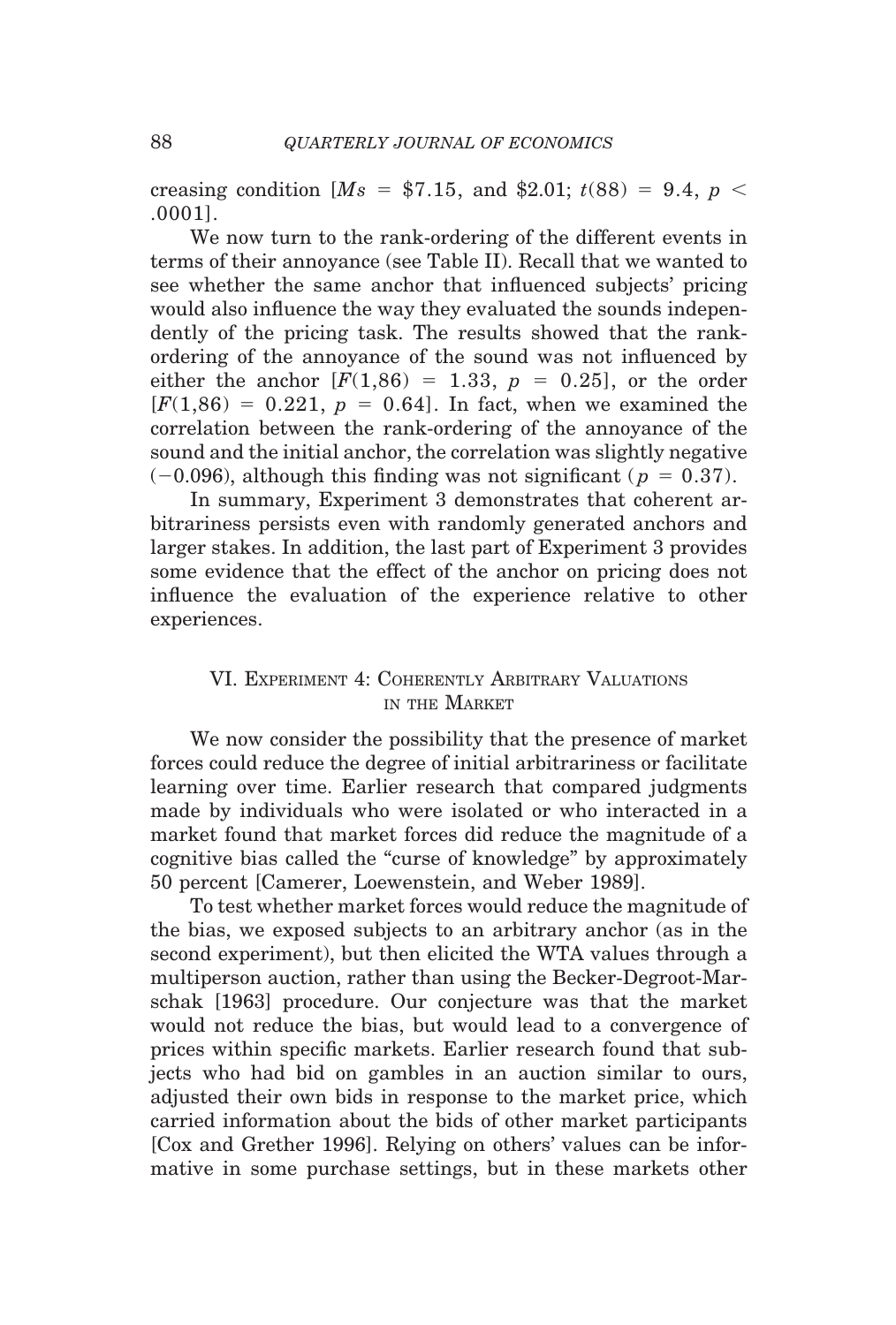creasing condition [$Ms$ = \$7.15, and \$2.01; $t(88) = 9.4$, $p < .0001$].

We now turn to the rank-ordering of the different events in terms of their annoyance (see Table II). Recall that we wanted to see whether the same anchor that influenced subjects' pricing would also influence the way they evaluated the sounds independently of the pricing task. The results showed that the rank-ordering of the annoyance of the sound was not influenced by either the anchor [$F(1,86) = 1.33$, $p = 0.25$], or the order [$F(1,86) = 0.221$, $p = 0.64$]. In fact, when we examined the correlation between the rank-ordering of the annoyance of the sound and the initial anchor, the correlation was slightly negative ($-0.096$), although this finding was not significant ($p = 0.37$).

In summary, Experiment 3 demonstrates that coherent arbitrariness persists even with randomly generated anchors and larger stakes. In addition, the last part of Experiment 3 provides some evidence that the effect of the anchor on pricing does not influence the evaluation of the experience relative to other experiences.

## VI. Experiment 4: Coherently Arbitrary Valuations in the Market

We now consider the possibility that the presence of market forces could reduce the degree of initial arbitrariness or facilitate learning over time. Earlier research that compared judgments made by individuals who were isolated or who interacted in a market found that market forces did reduce the magnitude of a cognitive bias called the "curse of knowledge" by approximately 50 percent [Camerer, Loewenstein, and Weber 1989].

To test whether market forces would reduce the magnitude of the bias, we exposed subjects to an arbitrary anchor (as in the second experiment), but then elicited the WTA values through a multiperson auction, rather than using the Becker-Degroot-Marschak [1963] procedure. Our conjecture was that the market would not reduce the bias, but would lead to a convergence of prices within specific markets. Earlier research found that subjects who had bid on gambles in an auction similar to ours, adjusted their own bids in response to the market price, which carried information about the bids of other market participants [Cox and Grether 1996]. Relying on others' values can be informative in some purchase settings, but in these markets other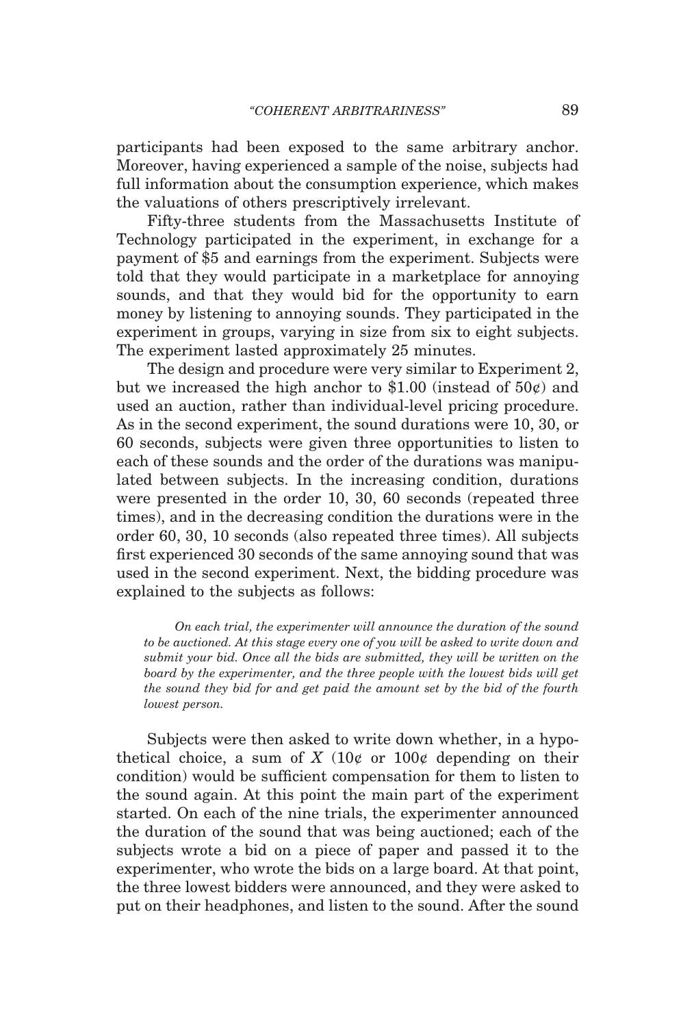participants had been exposed to the same arbitrary anchor. Moreover, having experienced a sample of the noise, subjects had full information about the consumption experience, which makes the valuations of others prescriptively irrelevant.

Fifty-three students from the Massachusetts Institute of Technology participated in the experiment, in exchange for a payment of $5 and earnings from the experiment. Subjects were told that they would participate in a marketplace for annoying sounds, and that they would bid for the opportunity to earn money by listening to annoying sounds. They participated in the experiment in groups, varying in size from six to eight subjects. The experiment lasted approximately 25 minutes.

The design and procedure were very similar to Experiment 2, but we increased the high anchor to $1.00 (instead of 50¢) and used an auction, rather than individual-level pricing procedure. As in the second experiment, the sound durations were 10, 30, or 60 seconds, subjects were given three opportunities to listen to each of these sounds and the order of the durations was manipulated between subjects. In the increasing condition, durations were presented in the order 10, 30, 60 seconds (repeated three times), and in the decreasing condition the durations were in the order 60, 30, 10 seconds (also repeated three times). All subjects first experienced 30 seconds of the same annoying sound that was used in the second experiment. Next, the bidding procedure was explained to the subjects as follows:

> *On each trial, the experimenter will announce the duration of the sound to be auctioned. At this stage every one of you will be asked to write down and submit your bid. Once all the bids are submitted, they will be written on the board by the experimenter, and the three people with the lowest bids will get the sound they bid for and get paid the amount set by the bid of the fourth lowest person.*

Subjects were then asked to write down whether, in a hypothetical choice, a sum of $X$ (10¢ or 100¢ depending on their condition) would be sufficient compensation for them to listen to the sound again. At this point the main part of the experiment started. On each of the nine trials, the experimenter announced the duration of the sound that was being auctioned; each of the subjects wrote a bid on a piece of paper and passed it to the experimenter, who wrote the bids on a large board. At that point, the three lowest bidders were announced, and they were asked to put on their headphones, and listen to the sound. After the sound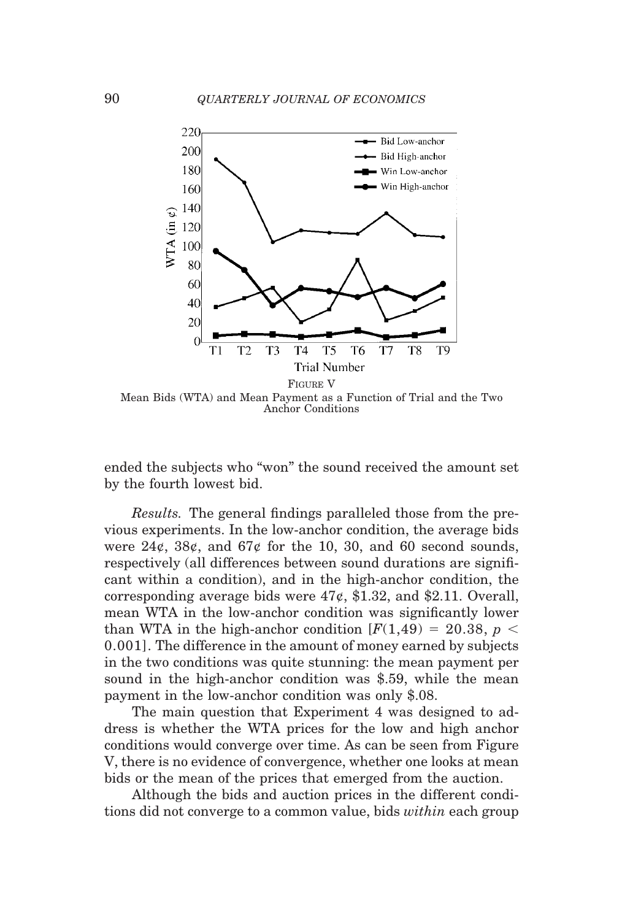FIGURE V
Mean Bids (WTA) and Mean Payment as a Function of Trial and the Two Anchor Conditions

ended the subjects who "won" the sound received the amount set by the fourth lowest bid.

*Results.* The general findings paralleled those from the previous experiments. In the low-anchor condition, the average bids were 24¢, 38¢, and 67¢ for the 10, 30, and 60 second sounds, respectively (all differences between sound durations are significant within a condition), and in the high-anchor condition, the corresponding average bids were 47¢, \$1.32, and \$2.11. Overall, mean WTA in the low-anchor condition was significantly lower than WTA in the high-anchor condition [$F(1,49) = 20.38$, $p < 0.001$]. The difference in the amount of money earned by subjects in the two conditions was quite stunning: the mean payment per sound in the high-anchor condition was \$.59, while the mean payment in the low-anchor condition was only \$.08.

The main question that Experiment 4 was designed to address is whether the WTA prices for the low and high anchor conditions would converge over time. As can be seen from Figure V, there is no evidence of convergence, whether one looks at mean bids or the mean of the prices that emerged from the auction.

Although the bids and auction prices in the different conditions did not converge to a common value, bids *within* each group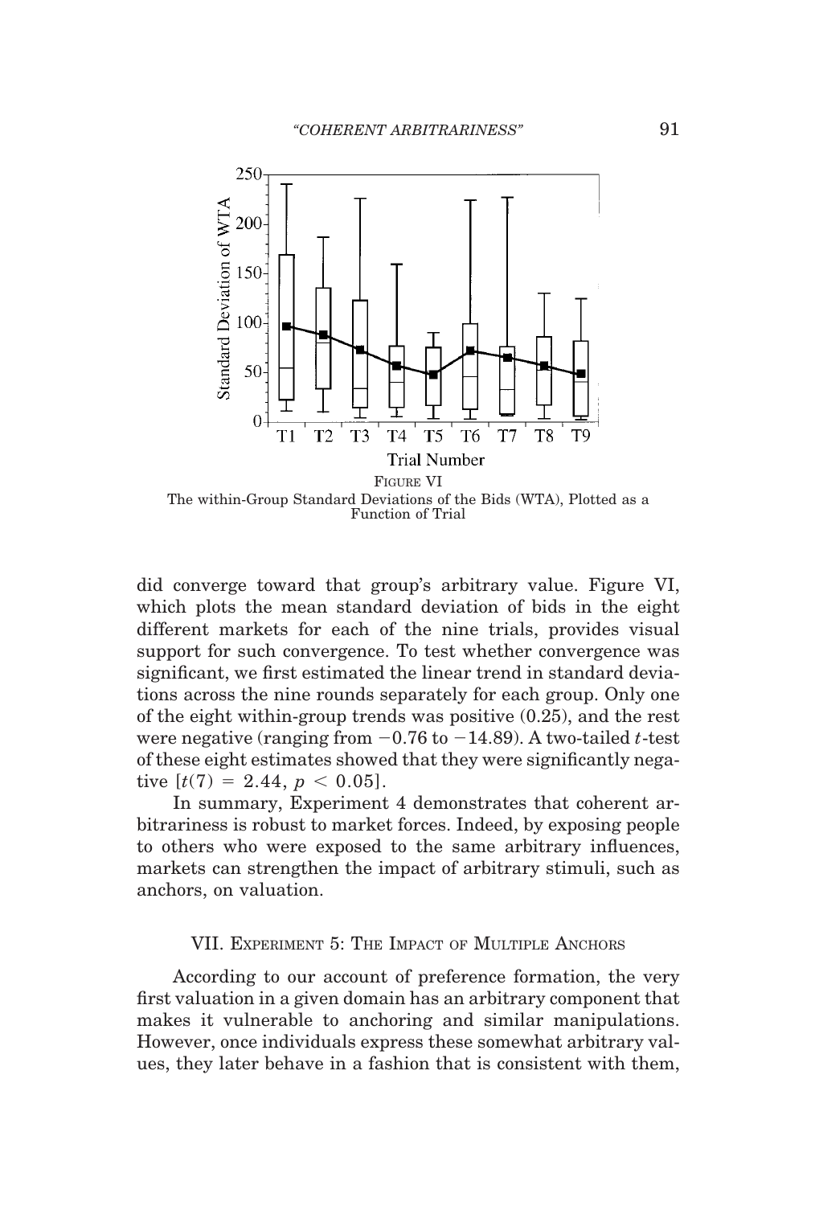FIGURE VI
The within-Group Standard Deviations of the Bids (WTA), Plotted as a Function of Trial

did converge toward that group's arbitrary value. Figure VI, which plots the mean standard deviation of bids in the eight different markets for each of the nine trials, provides visual support for such convergence. To test whether convergence was significant, we first estimated the linear trend in standard deviations across the nine rounds separately for each group. Only one of the eight within-group trends was positive (0.25), and the rest were negative (ranging from −0.76 to −14.89). A two-tailed $t$-test of these eight estimates showed that they were significantly negative [$t(7) = 2.44$, $p < 0.05$].

In summary, Experiment 4 demonstrates that coherent arbitrariness is robust to market forces. Indeed, by exposing people to others who were exposed to the same arbitrary influences, markets can strengthen the impact of arbitrary stimuli, such as anchors, on valuation.

## VII. Experiment 5: The Impact of Multiple Anchors

According to our account of preference formation, the very first valuation in a given domain has an arbitrary component that makes it vulnerable to anchoring and similar manipulations. However, once individuals express these somewhat arbitrary values, they later behave in a fashion that is consistent with them,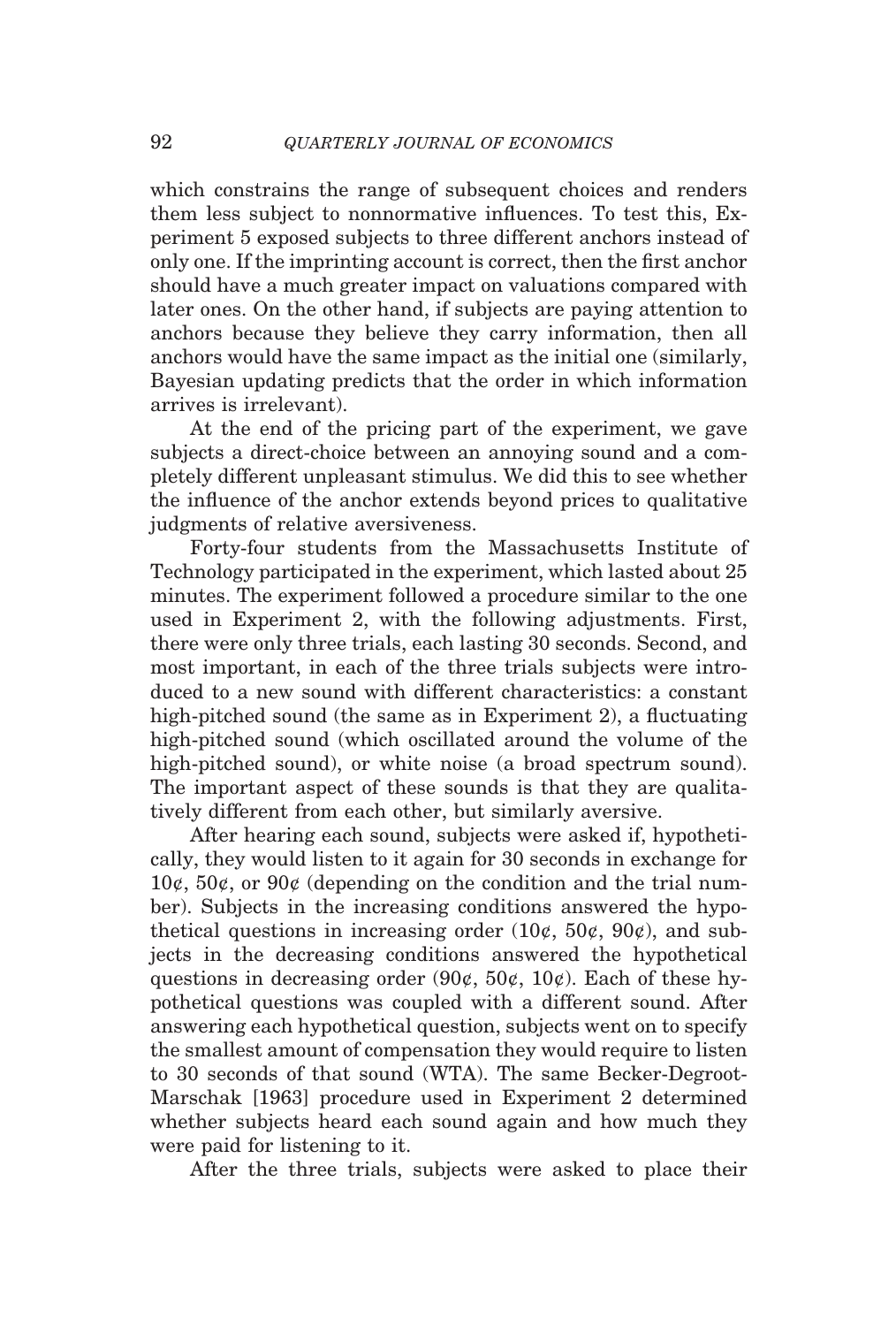which constrains the range of subsequent choices and renders them less subject to nonnormative influences. To test this, Experiment 5 exposed subjects to three different anchors instead of only one. If the imprinting account is correct, then the first anchor should have a much greater impact on valuations compared with later ones. On the other hand, if subjects are paying attention to anchors because they believe they carry information, then all anchors would have the same impact as the initial one (similarly, Bayesian updating predicts that the order in which information arrives is irrelevant).

At the end of the pricing part of the experiment, we gave subjects a direct-choice between an annoying sound and a completely different unpleasant stimulus. We did this to see whether the influence of the anchor extends beyond prices to qualitative judgments of relative aversiveness.

Forty-four students from the Massachusetts Institute of Technology participated in the experiment, which lasted about 25 minutes. The experiment followed a procedure similar to the one used in Experiment 2, with the following adjustments. First, there were only three trials, each lasting 30 seconds. Second, and most important, in each of the three trials subjects were introduced to a new sound with different characteristics: a constant high-pitched sound (the same as in Experiment 2), a fluctuating high-pitched sound (which oscillated around the volume of the high-pitched sound), or white noise (a broad spectrum sound). The important aspect of these sounds is that they are qualitatively different from each other, but similarly aversive.

After hearing each sound, subjects were asked if, hypothetically, they would listen to it again for 30 seconds in exchange for 10¢, 50¢, or 90¢ (depending on the condition and the trial number). Subjects in the increasing conditions answered the hypothetical questions in increasing order (10¢, 50¢, 90¢), and subjects in the decreasing conditions answered the hypothetical questions in decreasing order (90¢, 50¢, 10¢). Each of these hypothetical questions was coupled with a different sound. After answering each hypothetical question, subjects went on to specify the smallest amount of compensation they would require to listen to 30 seconds of that sound (WTA). The same Becker-Degroot-Marschak [1963] procedure used in Experiment 2 determined whether subjects heard each sound again and how much they were paid for listening to it.

After the three trials, subjects were asked to place their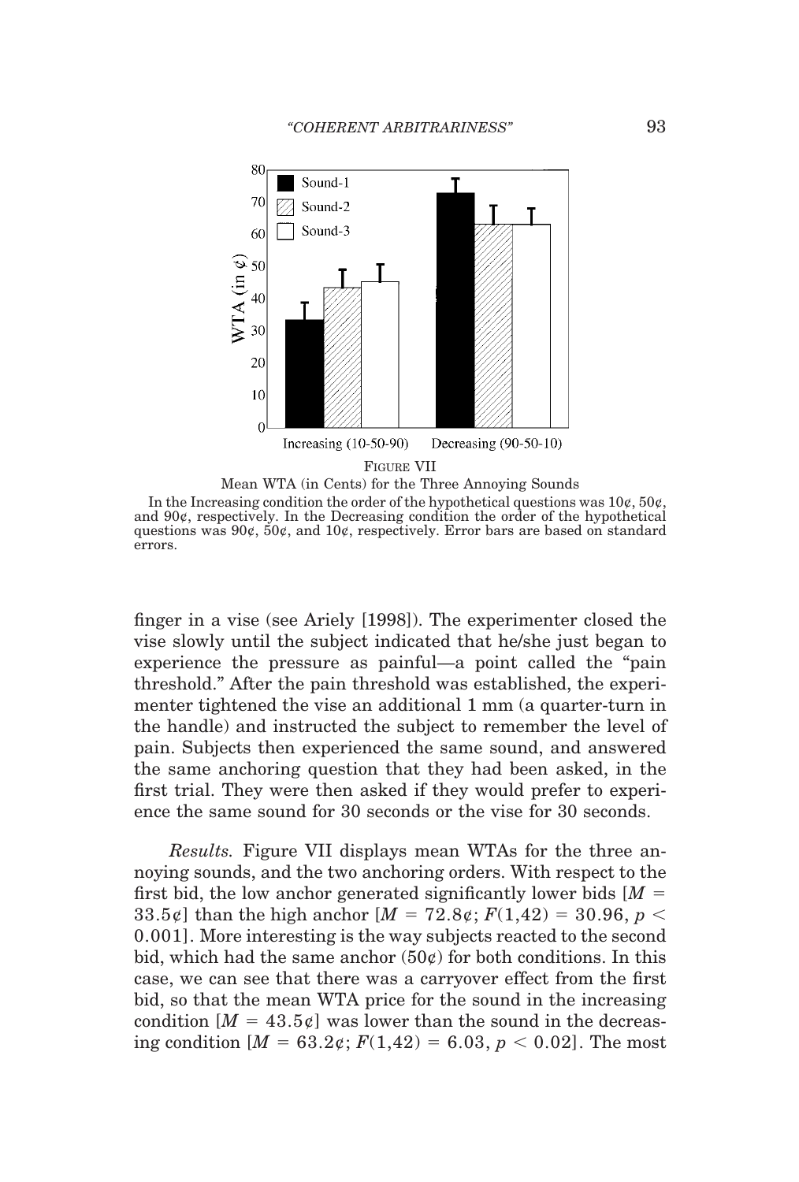FIGURE VII

Mean WTA (in Cents) for the Three Annoying Sounds

In the Increasing condition the order of the hypothetical questions was 10¢, 50¢, and 90¢, respectively. In the Decreasing condition the order of the hypothetical questions was 90¢, 50¢, and 10¢, respectively. Error bars are based on standard errors.

finger in a vise (see Ariely [1998]). The experimenter closed the vise slowly until the subject indicated that he/she just began to experience the pressure as painful—a point called the "pain threshold." After the pain threshold was established, the experimenter tightened the vise an additional 1 mm (a quarter-turn in the handle) and instructed the subject to remember the level of pain. Subjects then experienced the same sound, and answered the same anchoring question that they had been asked, in the first trial. They were then asked if they would prefer to experience the same sound for 30 seconds or the vise for 30 seconds.

*Results.* Figure VII displays mean WTAs for the three annoying sounds, and the two anchoring orders. With respect to the first bid, the low anchor generated significantly lower bids [$M = 33.5$¢] than the high anchor [$M = 72.8$¢; $F(1,42) = 30.96$, $p < 0.001$]. More interesting is the way subjects reacted to the second bid, which had the same anchor (50¢) for both conditions. In this case, we can see that there was a carryover effect from the first bid, so that the mean WTA price for the sound in the increasing condition [$M = 43.5$¢] was lower than the sound in the decreasing condition [$M = 63.2$¢; $F(1,42) = 6.03$, $p < 0.02$]. The most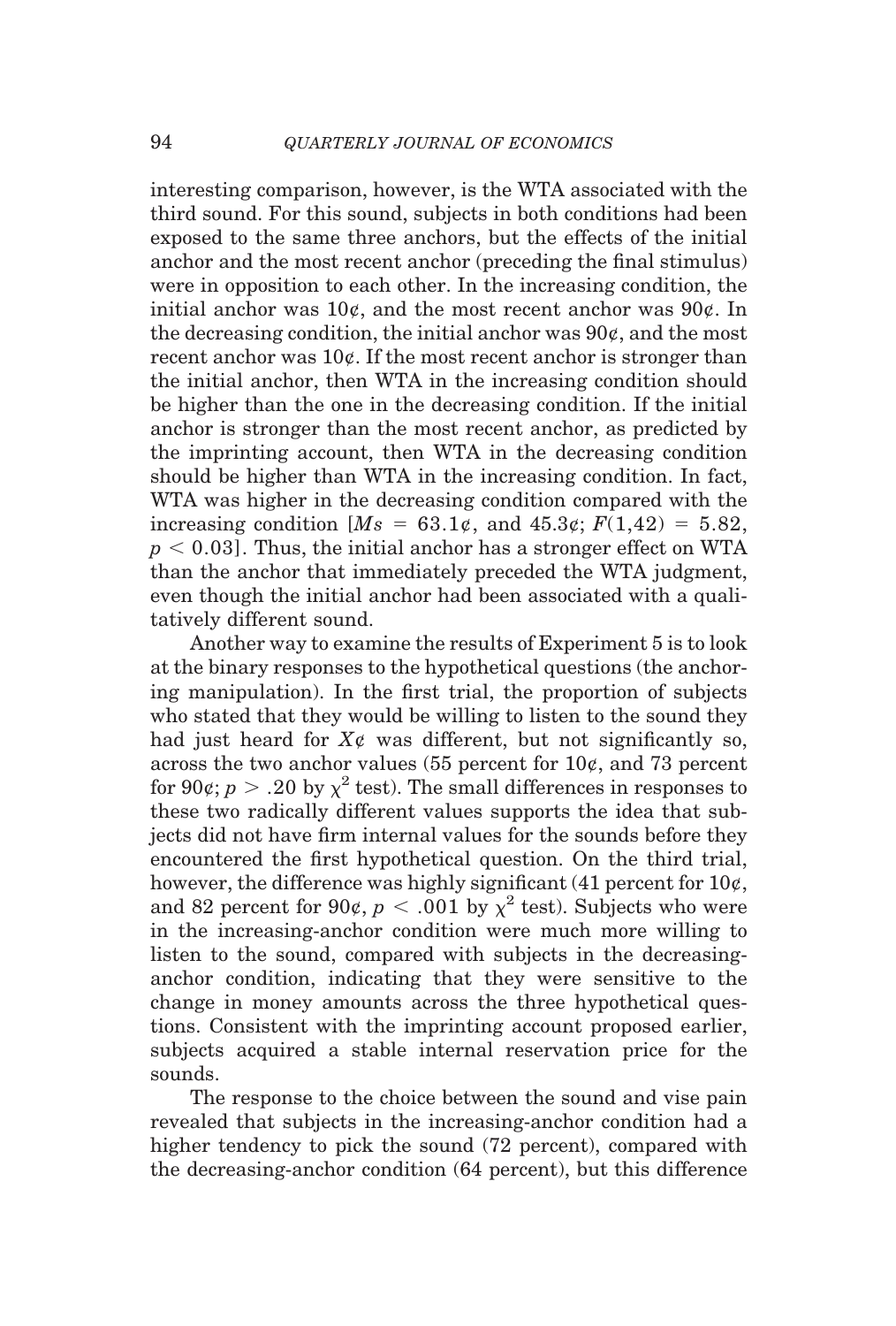interesting comparison, however, is the WTA associated with the third sound. For this sound, subjects in both conditions had been exposed to the same three anchors, but the effects of the initial anchor and the most recent anchor (preceding the final stimulus) were in opposition to each other. In the increasing condition, the initial anchor was 10¢, and the most recent anchor was 90¢. In the decreasing condition, the initial anchor was 90¢, and the most recent anchor was 10¢. If the most recent anchor is stronger than the initial anchor, then WTA in the increasing condition should be higher than the one in the decreasing condition. If the initial anchor is stronger than the most recent anchor, as predicted by the imprinting account, then WTA in the decreasing condition should be higher than WTA in the increasing condition. In fact, WTA was higher in the decreasing condition compared with the increasing condition [$Ms$ = 63.1¢, and 45.3¢; $F(1,42) = 5.82$, $p < 0.03$]. Thus, the initial anchor has a stronger effect on WTA than the anchor that immediately preceded the WTA judgment, even though the initial anchor had been associated with a qualitatively different sound.

Another way to examine the results of Experiment 5 is to look at the binary responses to the hypothetical questions (the anchoring manipulation). In the first trial, the proportion of subjects who stated that they would be willing to listen to the sound they had just heard for $X$¢ was different, but not significantly so, across the two anchor values (55 percent for 10¢, and 73 percent for 90¢; $p > .20$ by $\chi^2$ test). The small differences in responses to these two radically different values supports the idea that subjects did not have firm internal values for the sounds before they encountered the first hypothetical question. On the third trial, however, the difference was highly significant (41 percent for 10¢, and 82 percent for 90¢, $p < .001$ by $\chi^2$ test). Subjects who were in the increasing-anchor condition were much more willing to listen to the sound, compared with subjects in the decreasing-anchor condition, indicating that they were sensitive to the change in money amounts across the three hypothetical questions. Consistent with the imprinting account proposed earlier, subjects acquired a stable internal reservation price for the sounds.

The response to the choice between the sound and vise pain revealed that subjects in the increasing-anchor condition had a higher tendency to pick the sound (72 percent), compared with the decreasing-anchor condition (64 percent), but this difference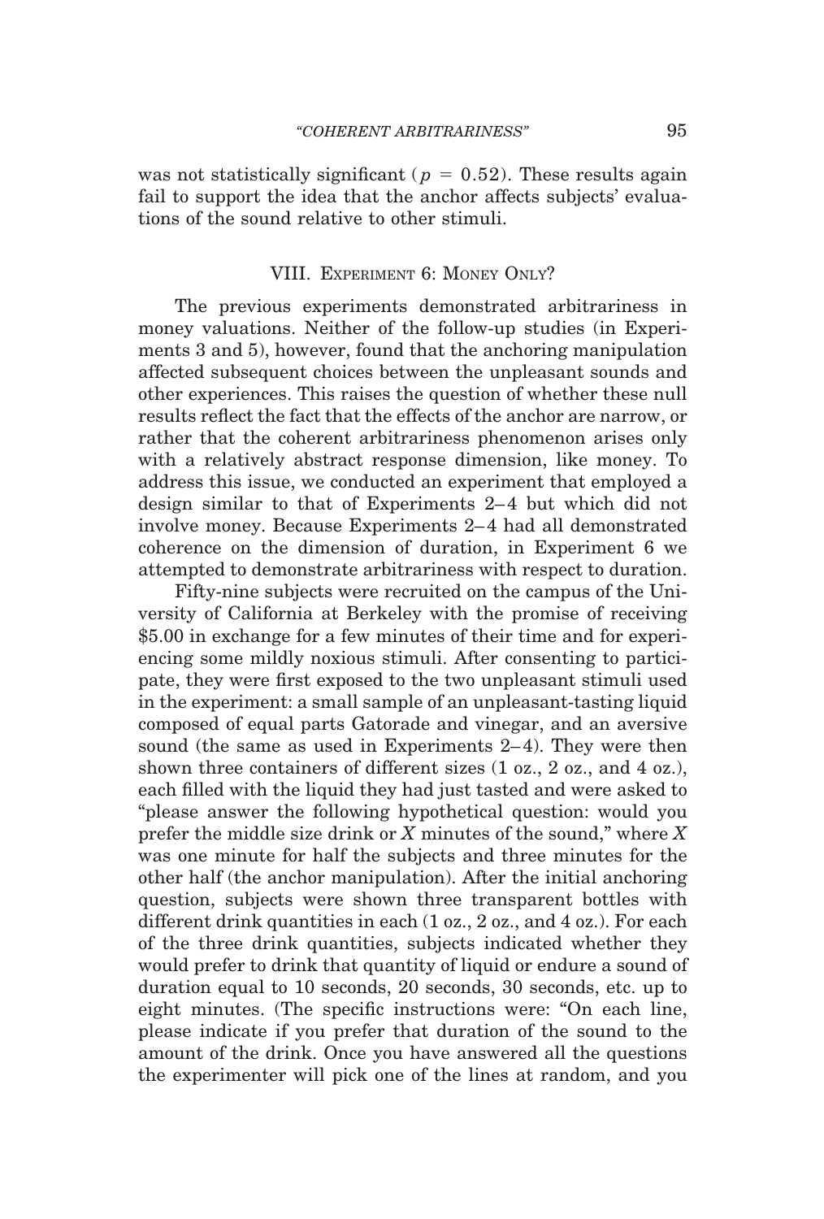was not statistically significant ($p = 0.52$). These results again fail to support the idea that the anchor affects subjects' evaluations of the sound relative to other stimuli.

## VIII. Experiment 6: Money Only?

The previous experiments demonstrated arbitrariness in money valuations. Neither of the follow-up studies (in Experiments 3 and 5), however, found that the anchoring manipulation affected subsequent choices between the unpleasant sounds and other experiences. This raises the question of whether these null results reflect the fact that the effects of the anchor are narrow, or rather that the coherent arbitrariness phenomenon arises only with a relatively abstract response dimension, like money. To address this issue, we conducted an experiment that employed a design similar to that of Experiments 2–4 but which did not involve money. Because Experiments 2–4 had all demonstrated coherence on the dimension of duration, in Experiment 6 we attempted to demonstrate arbitrariness with respect to duration.

Fifty-nine subjects were recruited on the campus of the University of California at Berkeley with the promise of receiving $5.00 in exchange for a few minutes of their time and for experiencing some mildly noxious stimuli. After consenting to participate, they were first exposed to the two unpleasant stimuli used in the experiment: a small sample of an unpleasant-tasting liquid composed of equal parts Gatorade and vinegar, and an aversive sound (the same as used in Experiments 2–4). They were then shown three containers of different sizes (1 oz., 2 oz., and 4 oz.), each filled with the liquid they had just tasted and were asked to "please answer the following hypothetical question: would you prefer the middle size drink or *X* minutes of the sound," where *X* was one minute for half the subjects and three minutes for the other half (the anchor manipulation). After the initial anchoring question, subjects were shown three transparent bottles with different drink quantities in each (1 oz., 2 oz., and 4 oz.). For each of the three drink quantities, subjects indicated whether they would prefer to drink that quantity of liquid or endure a sound of duration equal to 10 seconds, 20 seconds, 30 seconds, etc. up to eight minutes. (The specific instructions were: "On each line, please indicate if you prefer that duration of the sound to the amount of the drink. Once you have answered all the questions the experimenter will pick one of the lines at random, and you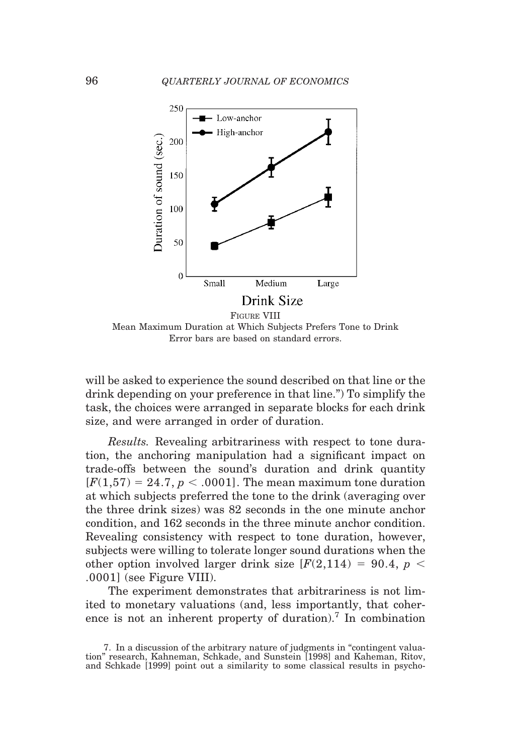FIGURE VIII
Mean Maximum Duration at Which Subjects Prefers Tone to Drink
Error bars are based on standard errors.

will be asked to experience the sound described on that line or the drink depending on your preference in that line.") To simplify the task, the choices were arranged in separate blocks for each drink size, and were arranged in order of duration.

*Results.* Revealing arbitrariness with respect to tone duration, the anchoring manipulation had a significant impact on trade-offs between the sound's duration and drink quantity [$F(1,57) = 24.7$, $p < .0001$]. The mean maximum tone duration at which subjects preferred the tone to the drink (averaging over the three drink sizes) was 82 seconds in the one minute anchor condition, and 162 seconds in the three minute anchor condition. Revealing consistency with respect to tone duration, however, subjects were willing to tolerate longer sound durations when the other option involved larger drink size [$F(2,114) = 90.4$, $p < .0001$] (see Figure VIII).

The experiment demonstrates that arbitrariness is not limited to monetary valuations (and, less importantly, that coherence is not an inherent property of duration).[7] In combination

7. In a discussion of the arbitrary nature of judgments in "contingent valuation" research, Kahneman, Schkade, and Sunstein [1998] and Kaheman, Ritov, and Schkade [1999] point out a similarity to some classical results in psycho-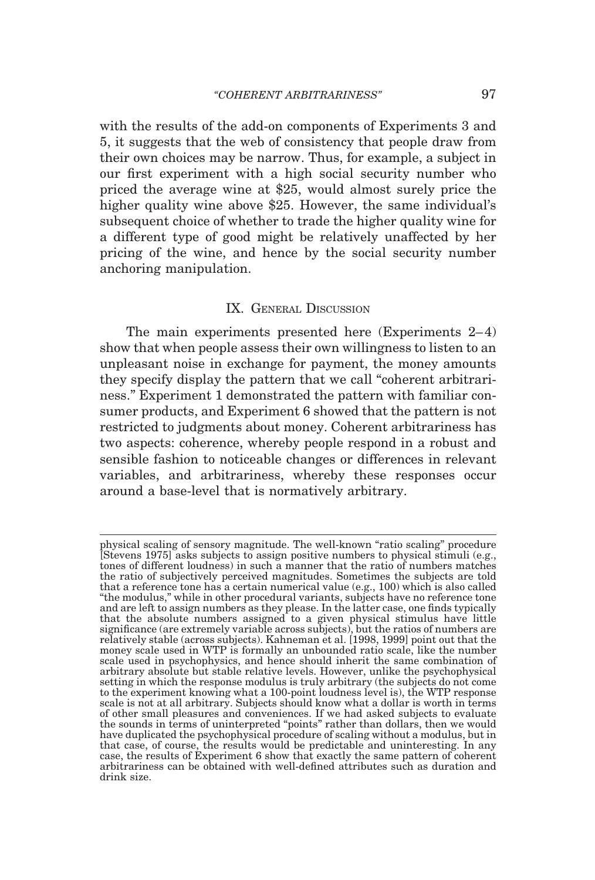with the results of the add-on components of Experiments 3 and 5, it suggests that the web of consistency that people draw from their own choices may be narrow. Thus, for example, a subject in our first experiment with a high social security number who priced the average wine at $25, would almost surely price the higher quality wine above $25. However, the same individual's subsequent choice of whether to trade the higher quality wine for a different type of good might be relatively unaffected by her pricing of the wine, and hence by the social security number anchoring manipulation.

## IX. General Discussion

The main experiments presented here (Experiments 2–4) show that when people assess their own willingness to listen to an unpleasant noise in exchange for payment, the money amounts they specify display the pattern that we call "coherent arbitrariness." Experiment 1 demonstrated the pattern with familiar consumer products, and Experiment 6 showed that the pattern is not restricted to judgments about money. Coherent arbitrariness has two aspects: coherence, whereby people respond in a robust and sensible fashion to noticeable changes or differences in relevant variables, and arbitrariness, whereby these responses occur around a base-level that is normatively arbitrary.

---

physical scaling of sensory magnitude. The well-known "ratio scaling" procedure [Stevens 1975] asks subjects to assign positive numbers to physical stimuli (e.g., tones of different loudness) in such a manner that the ratio of numbers matches the ratio of subjectively perceived magnitudes. Sometimes the subjects are told that a reference tone has a certain numerical value (e.g., 100) which is also called "the modulus," while in other procedural variants, subjects have no reference tone and are left to assign numbers as they please. In the latter case, one finds typically that the absolute numbers assigned to a given physical stimulus have little significance (are extremely variable across subjects), but the ratios of numbers are relatively stable (across subjects). Kahneman et al. [1998, 1999] point out that the money scale used in WTP is formally an unbounded ratio scale, like the number scale used in psychophysics, and hence should inherit the same combination of arbitrary absolute but stable relative levels. However, unlike the psychophysical setting in which the response modulus is truly arbitrary (the subjects do not come to the experiment knowing what a 100-point loudness level is), the WTP response scale is not at all arbitrary. Subjects should know what a dollar is worth in terms of other small pleasures and conveniences. If we had asked subjects to evaluate the sounds in terms of uninterpreted "points" rather than dollars, then we would have duplicated the psychophysical procedure of scaling without a modulus, but in that case, of course, the results would be predictable and uninteresting. In any case, the results of Experiment 6 show that exactly the same pattern of coherent arbitrariness can be obtained with well-defined attributes such as duration and drink size.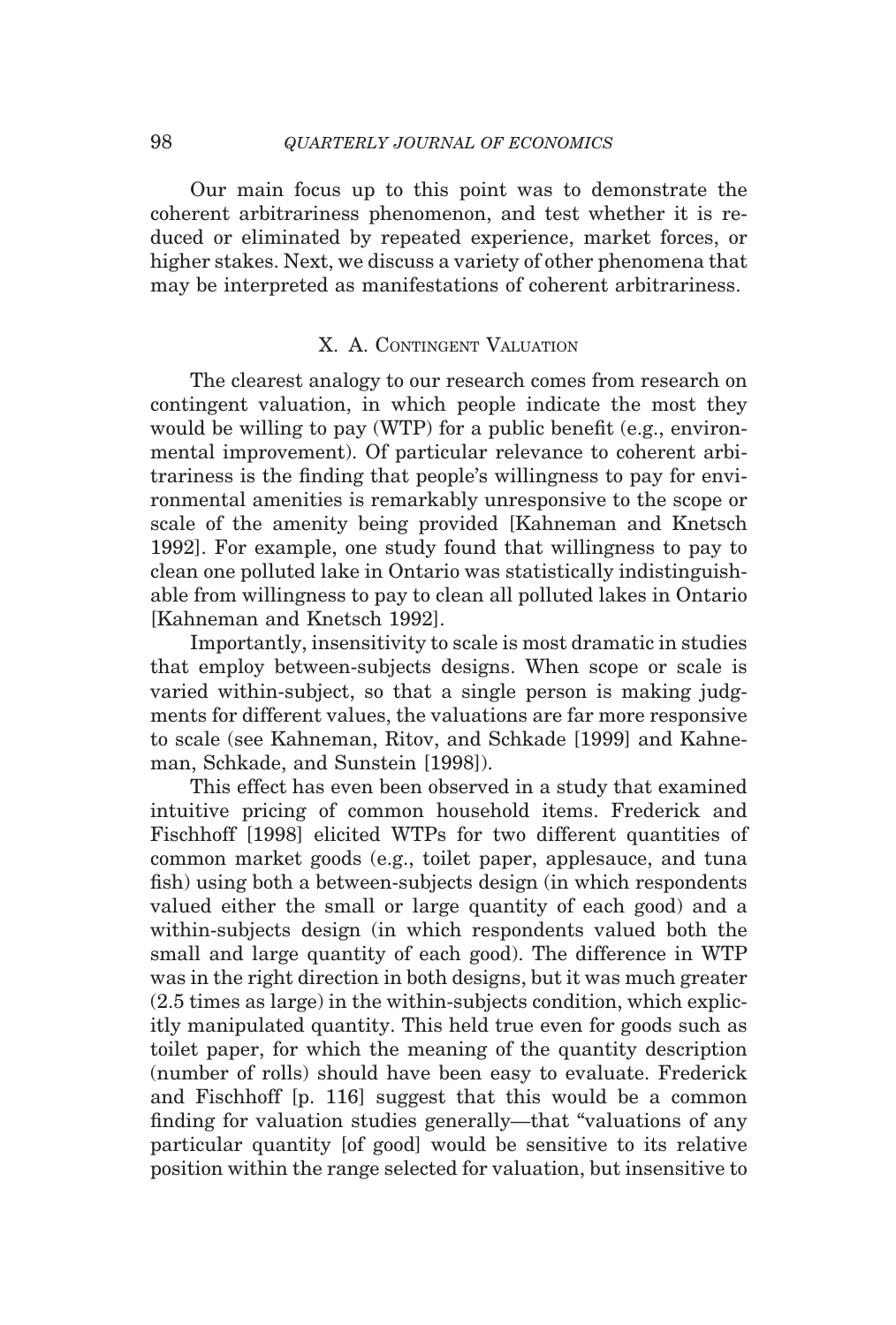Our main focus up to this point was to demonstrate the coherent arbitrariness phenomenon, and test whether it is reduced or eliminated by repeated experience, market forces, or higher stakes. Next, we discuss a variety of other phenomena that may be interpreted as manifestations of coherent arbitrariness.

## X. A. Contingent Valuation

The clearest analogy to our research comes from research on contingent valuation, in which people indicate the most they would be willing to pay (WTP) for a public benefit (e.g., environmental improvement). Of particular relevance to coherent arbitrariness is the finding that people's willingness to pay for environmental amenities is remarkably unresponsive to the scope or scale of the amenity being provided [Kahneman and Knetsch 1992]. For example, one study found that willingness to pay to clean one polluted lake in Ontario was statistically indistinguishable from willingness to pay to clean all polluted lakes in Ontario [Kahneman and Knetsch 1992].

Importantly, insensitivity to scale is most dramatic in studies that employ between-subjects designs. When scope or scale is varied within-subject, so that a single person is making judgments for different values, the valuations are far more responsive to scale (see Kahneman, Ritov, and Schkade [1999] and Kahneman, Schkade, and Sunstein [1998]).

This effect has even been observed in a study that examined intuitive pricing of common household items. Frederick and Fischhoff [1998] elicited WTPs for two different quantities of common market goods (e.g., toilet paper, applesauce, and tuna fish) using both a between-subjects design (in which respondents valued either the small or large quantity of each good) and a within-subjects design (in which respondents valued both the small and large quantity of each good). The difference in WTP was in the right direction in both designs, but it was much greater (2.5 times as large) in the within-subjects condition, which explicitly manipulated quantity. This held true even for goods such as toilet paper, for which the meaning of the quantity description (number of rolls) should have been easy to evaluate. Frederick and Fischhoff [p. 116] suggest that this would be a common finding for valuation studies generally—that "valuations of any particular quantity [of good] would be sensitive to its relative position within the range selected for valuation, but insensitive to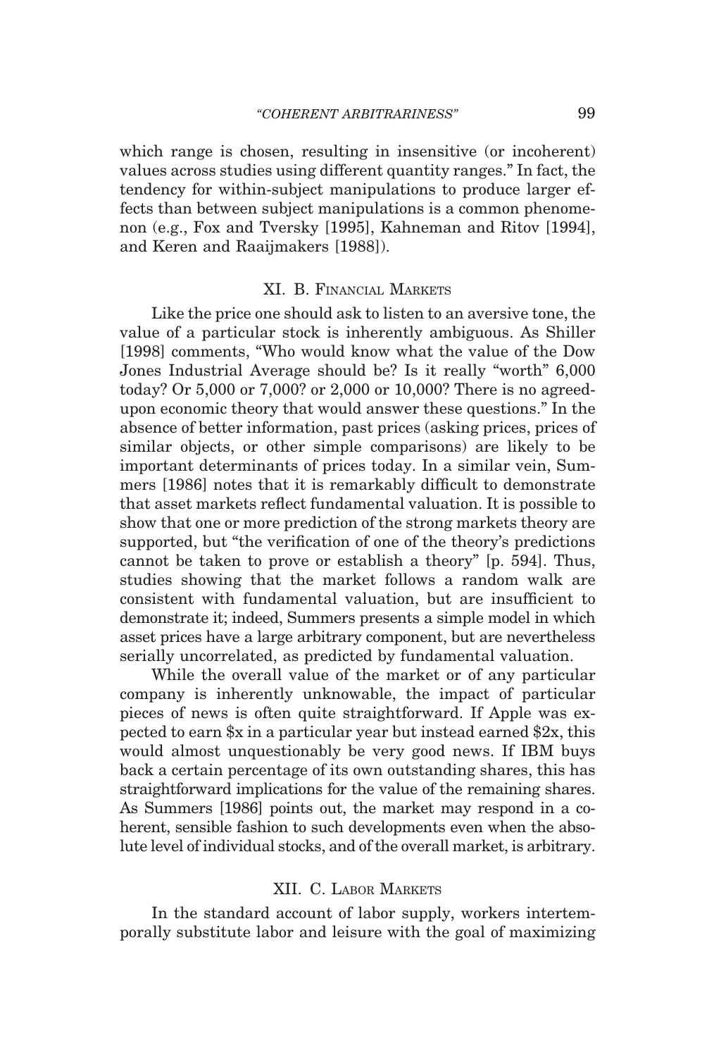which range is chosen, resulting in insensitive (or incoherent) values across studies using different quantity ranges." In fact, the tendency for within-subject manipulations to produce larger effects than between subject manipulations is a common phenomenon (e.g., Fox and Tversky [1995], Kahneman and Ritov [1994], and Keren and Raaijmakers [1988]).

## XI. B. Financial Markets

Like the price one should ask to listen to an aversive tone, the value of a particular stock is inherently ambiguous. As Shiller [1998] comments, "Who would know what the value of the Dow Jones Industrial Average should be? Is it really "worth" 6,000 today? Or 5,000 or 7,000? or 2,000 or 10,000? There is no agreed-upon economic theory that would answer these questions." In the absence of better information, past prices (asking prices, prices of similar objects, or other simple comparisons) are likely to be important determinants of prices today. In a similar vein, Summers [1986] notes that it is remarkably difficult to demonstrate that asset markets reflect fundamental valuation. It is possible to show that one or more prediction of the strong markets theory are supported, but "the verification of one of the theory's predictions cannot be taken to prove or establish a theory" [p. 594]. Thus, studies showing that the market follows a random walk are consistent with fundamental valuation, but are insufficient to demonstrate it; indeed, Summers presents a simple model in which asset prices have a large arbitrary component, but are nevertheless serially uncorrelated, as predicted by fundamental valuation.

While the overall value of the market or of any particular company is inherently unknowable, the impact of particular pieces of news is often quite straightforward. If Apple was expected to earn $x in a particular year but instead earned $2x, this would almost unquestionably be very good news. If IBM buys back a certain percentage of its own outstanding shares, this has straightforward implications for the value of the remaining shares. As Summers [1986] points out, the market may respond in a coherent, sensible fashion to such developments even when the absolute level of individual stocks, and of the overall market, is arbitrary.

## XII. C. Labor Markets

In the standard account of labor supply, workers intertemporally substitute labor and leisure with the goal of maximizing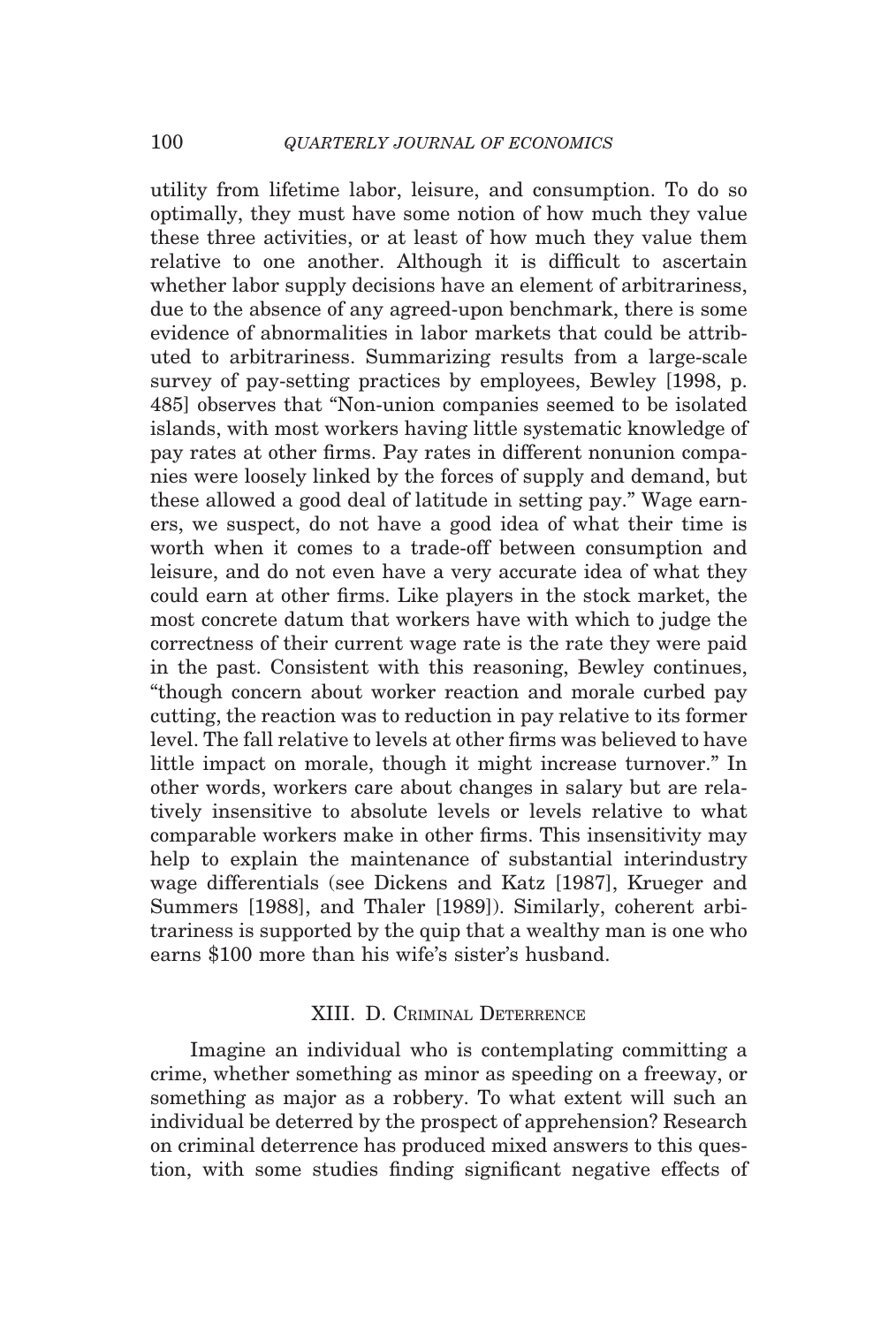utility from lifetime labor, leisure, and consumption. To do so optimally, they must have some notion of how much they value these three activities, or at least of how much they value them relative to one another. Although it is difficult to ascertain whether labor supply decisions have an element of arbitrariness, due to the absence of any agreed-upon benchmark, there is some evidence of abnormalities in labor markets that could be attributed to arbitrariness. Summarizing results from a large-scale survey of pay-setting practices by employees, Bewley [1998, p. 485] observes that "Non-union companies seemed to be isolated islands, with most workers having little systematic knowledge of pay rates at other firms. Pay rates in different nonunion companies were loosely linked by the forces of supply and demand, but these allowed a good deal of latitude in setting pay." Wage earners, we suspect, do not have a good idea of what their time is worth when it comes to a trade-off between consumption and leisure, and do not even have a very accurate idea of what they could earn at other firms. Like players in the stock market, the most concrete datum that workers have with which to judge the correctness of their current wage rate is the rate they were paid in the past. Consistent with this reasoning, Bewley continues, "though concern about worker reaction and morale curbed pay cutting, the reaction was to reduction in pay relative to its former level. The fall relative to levels at other firms was believed to have little impact on morale, though it might increase turnover." In other words, workers care about changes in salary but are relatively insensitive to absolute levels or levels relative to what comparable workers make in other firms. This insensitivity may help to explain the maintenance of substantial interindustry wage differentials (see Dickens and Katz [1987], Krueger and Summers [1988], and Thaler [1989]). Similarly, coherent arbitrariness is supported by the quip that a wealthy man is one who earns $100 more than his wife's sister's husband.

## XIII. D. Criminal Deterrence

Imagine an individual who is contemplating committing a crime, whether something as minor as speeding on a freeway, or something as major as a robbery. To what extent will such an individual be deterred by the prospect of apprehension? Research on criminal deterrence has produced mixed answers to this question, with some studies finding significant negative effects of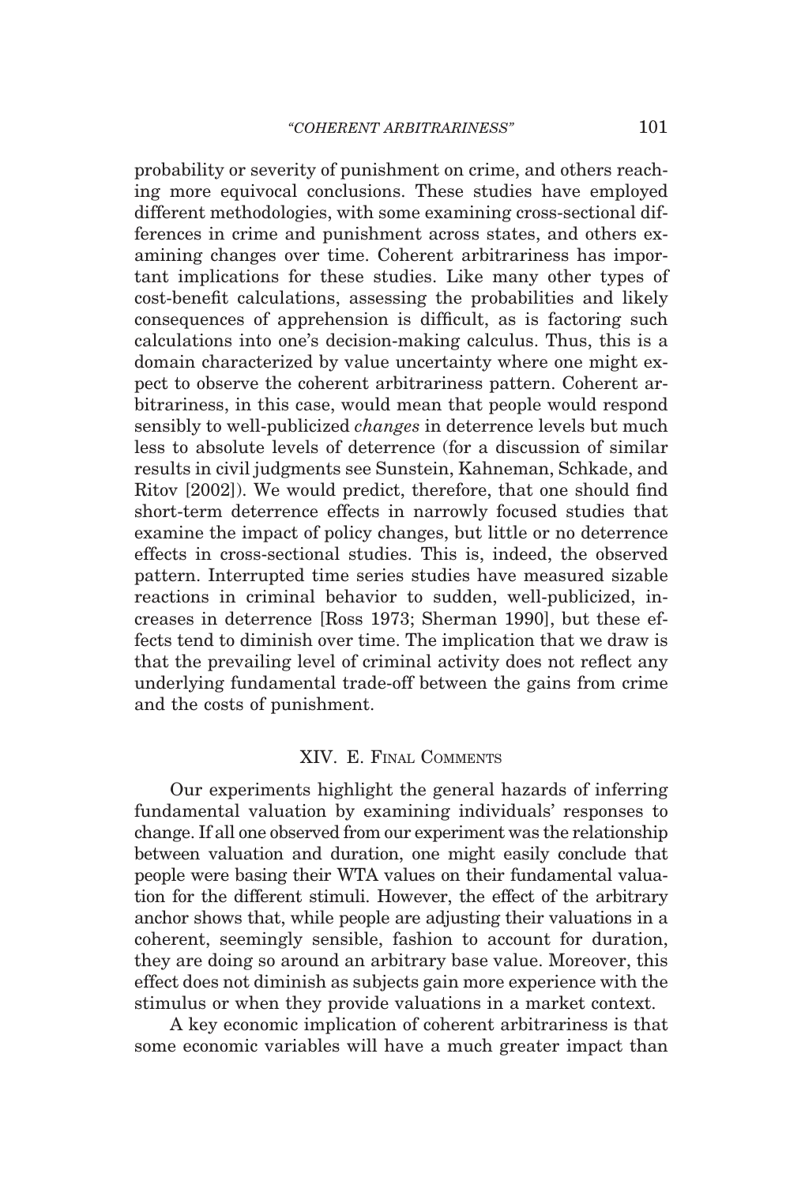probability or severity of punishment on crime, and others reaching more equivocal conclusions. These studies have employed different methodologies, with some examining cross-sectional differences in crime and punishment across states, and others examining changes over time. Coherent arbitrariness has important implications for these studies. Like many other types of cost-benefit calculations, assessing the probabilities and likely consequences of apprehension is difficult, as is factoring such calculations into one's decision-making calculus. Thus, this is a domain characterized by value uncertainty where one might expect to observe the coherent arbitrariness pattern. Coherent arbitrariness, in this case, would mean that people would respond sensibly to well-publicized *changes* in deterrence levels but much less to absolute levels of deterrence (for a discussion of similar results in civil judgments see Sunstein, Kahneman, Schkade, and Ritov [2002]). We would predict, therefore, that one should find short-term deterrence effects in narrowly focused studies that examine the impact of policy changes, but little or no deterrence effects in cross-sectional studies. This is, indeed, the observed pattern. Interrupted time series studies have measured sizable reactions in criminal behavior to sudden, well-publicized, increases in deterrence [Ross 1973; Sherman 1990], but these effects tend to diminish over time. The implication that we draw is that the prevailing level of criminal activity does not reflect any underlying fundamental trade-off between the gains from crime and the costs of punishment.

## XIV. E. Final Comments

Our experiments highlight the general hazards of inferring fundamental valuation by examining individuals' responses to change. If all one observed from our experiment was the relationship between valuation and duration, one might easily conclude that people were basing their WTA values on their fundamental valuation for the different stimuli. However, the effect of the arbitrary anchor shows that, while people are adjusting their valuations in a coherent, seemingly sensible, fashion to account for duration, they are doing so around an arbitrary base value. Moreover, this effect does not diminish as subjects gain more experience with the stimulus or when they provide valuations in a market context.

A key economic implication of coherent arbitrariness is that some economic variables will have a much greater impact than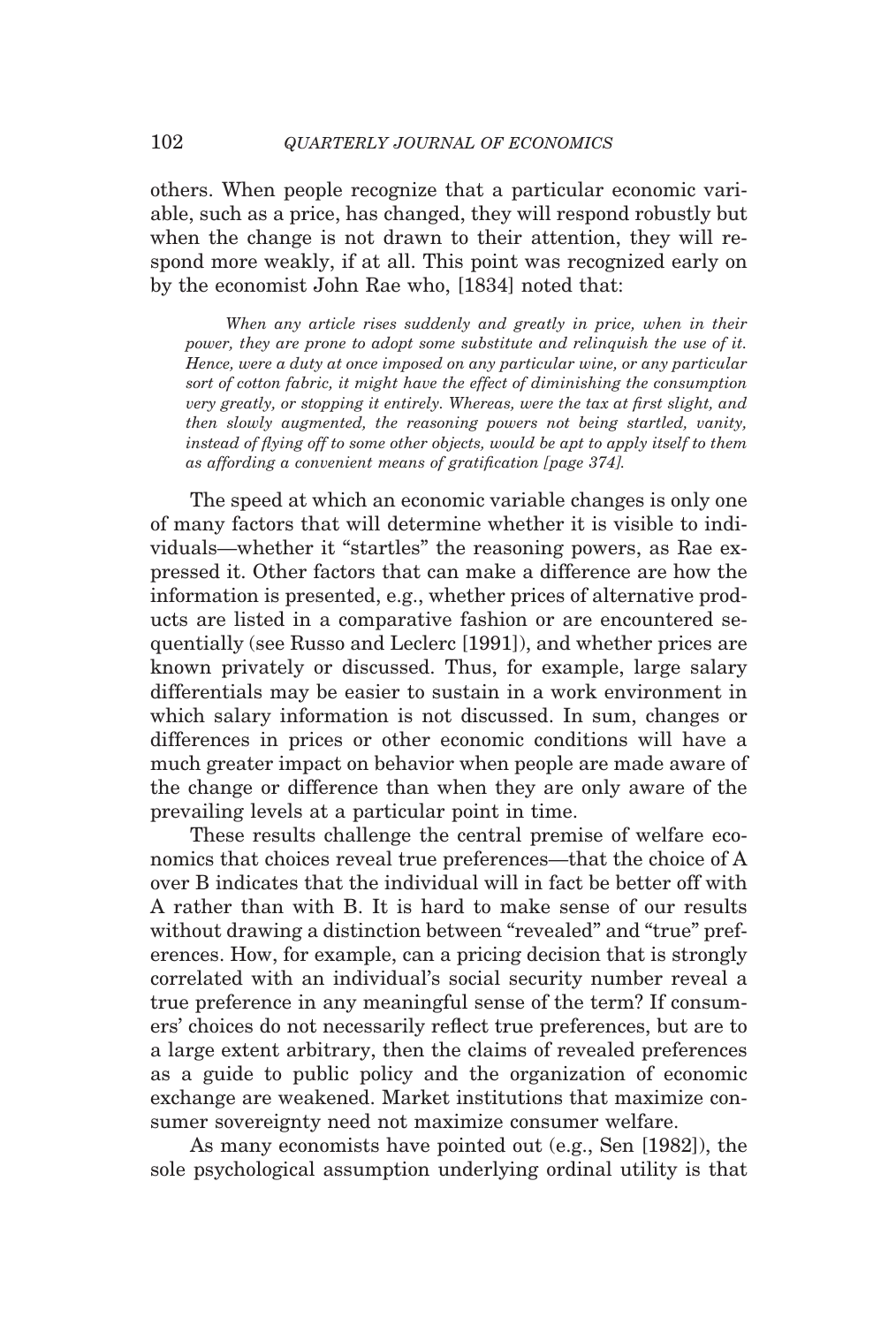others. When people recognize that a particular economic variable, such as a price, has changed, they will respond robustly but when the change is not drawn to their attention, they will respond more weakly, if at all. This point was recognized early on by the economist John Rae who, [1834] noted that:

> *When any article rises suddenly and greatly in price, when in their power, they are prone to adopt some substitute and relinquish the use of it. Hence, were a duty at once imposed on any particular wine, or any particular sort of cotton fabric, it might have the effect of diminishing the consumption very greatly, or stopping it entirely. Whereas, were the tax at first slight, and then slowly augmented, the reasoning powers not being startled, vanity, instead of flying off to some other objects, would be apt to apply itself to them as affording a convenient means of gratification [page 374].*

The speed at which an economic variable changes is only one of many factors that will determine whether it is visible to individuals—whether it "startles" the reasoning powers, as Rae expressed it. Other factors that can make a difference are how the information is presented, e.g., whether prices of alternative products are listed in a comparative fashion or are encountered sequentially (see Russo and Leclerc [1991]), and whether prices are known privately or discussed. Thus, for example, large salary differentials may be easier to sustain in a work environment in which salary information is not discussed. In sum, changes or differences in prices or other economic conditions will have a much greater impact on behavior when people are made aware of the change or difference than when they are only aware of the prevailing levels at a particular point in time.

These results challenge the central premise of welfare economics that choices reveal true preferences—that the choice of A over B indicates that the individual will in fact be better off with A rather than with B. It is hard to make sense of our results without drawing a distinction between "revealed" and "true" preferences. How, for example, can a pricing decision that is strongly correlated with an individual's social security number reveal a true preference in any meaningful sense of the term? If consumers' choices do not necessarily reflect true preferences, but are to a large extent arbitrary, then the claims of revealed preferences as a guide to public policy and the organization of economic exchange are weakened. Market institutions that maximize consumer sovereignty need not maximize consumer welfare.

As many economists have pointed out (e.g., Sen [1982]), the sole psychological assumption underlying ordinal utility is that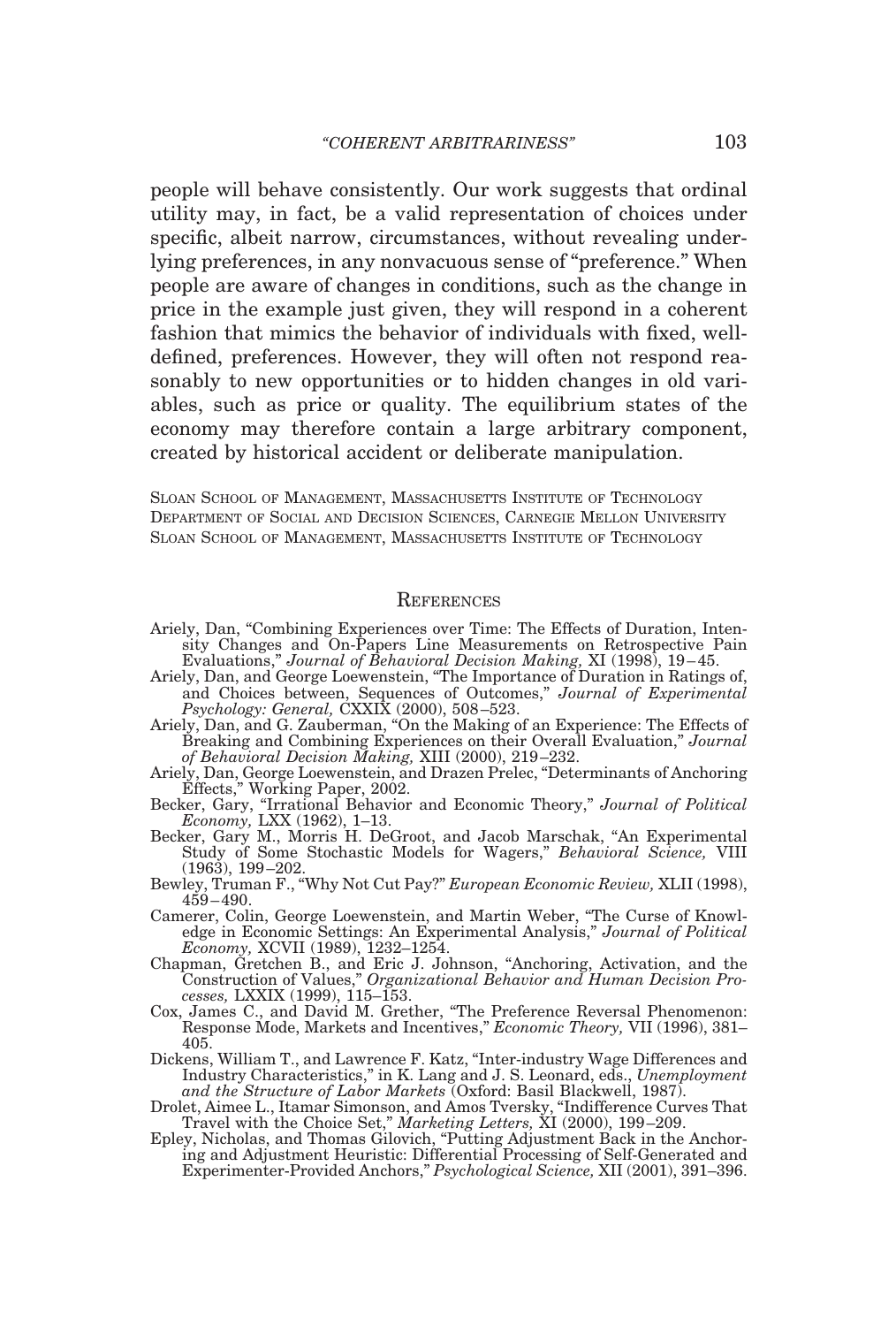people will behave consistently. Our work suggests that ordinal utility may, in fact, be a valid representation of choices under specific, albeit narrow, circumstances, without revealing underlying preferences, in any nonvacuous sense of "preference." When people are aware of changes in conditions, such as the change in price in the example just given, they will respond in a coherent fashion that mimics the behavior of individuals with fixed, well-defined, preferences. However, they will often not respond reasonably to new opportunities or to hidden changes in old variables, such as price or quality. The equilibrium states of the economy may therefore contain a large arbitrary component, created by historical accident or deliberate manipulation.

Sloan School of Management, Massachusetts Institute of Technology
Department of Social and Decision Sciences, Carnegie Mellon University
Sloan School of Management, Massachusetts Institute of Technology

## References

Ariely, Dan, "Combining Experiences over Time: The Effects of Duration, Intensity Changes and On-Papers Line Measurements on Retrospective Pain Evaluations," *Journal of Behavioral Decision Making,* XI (1998), 19–45.

Ariely, Dan, and George Loewenstein, "The Importance of Duration in Ratings of, and Choices between, Sequences of Outcomes," *Journal of Experimental Psychology: General,* CXXIX (2000), 508–523.

Ariely, Dan, and G. Zauberman, "On the Making of an Experience: The Effects of Breaking and Combining Experiences on their Overall Evaluation," *Journal of Behavioral Decision Making,* XIII (2000), 219–232.

Ariely, Dan, George Loewenstein, and Drazen Prelec, "Determinants of Anchoring Effects," Working Paper, 2002.

Becker, Gary, "Irrational Behavior and Economic Theory," *Journal of Political Economy,* LXX (1962), 1–13.

Becker, Gary M., Morris H. DeGroot, and Jacob Marschak, "An Experimental Study of Some Stochastic Models for Wagers," *Behavioral Science,* VIII (1963), 199–202.

Bewley, Truman F., "Why Not Cut Pay?" *European Economic Review,* XLII (1998), 459–490.

Camerer, Colin, George Loewenstein, and Martin Weber, "The Curse of Knowledge in Economic Settings: An Experimental Analysis," *Journal of Political Economy,* XCVII (1989), 1232–1254.

Chapman, Gretchen B., and Eric J. Johnson, "Anchoring, Activation, and the Construction of Values," *Organizational Behavior and Human Decision Processes,* LXXIX (1999), 115–153.

Cox, James C., and David M. Grether, "The Preference Reversal Phenomenon: Response Mode, Markets and Incentives," *Economic Theory,* VII (1996), 381–405.

Dickens, William T., and Lawrence F. Katz, "Inter-industry Wage Differences and Industry Characteristics," in K. Lang and J. S. Leonard, eds., *Unemployment and the Structure of Labor Markets* (Oxford: Basil Blackwell, 1987).

Drolet, Aimee L., Itamar Simonson, and Amos Tversky, "Indifference Curves That Travel with the Choice Set," *Marketing Letters,* XI (2000), 199–209.

Epley, Nicholas, and Thomas Gilovich, "Putting Adjustment Back in the Anchoring and Adjustment Heuristic: Differential Processing of Self-Generated and Experimenter-Provided Anchors," *Psychological Science,* XII (2001), 391–396.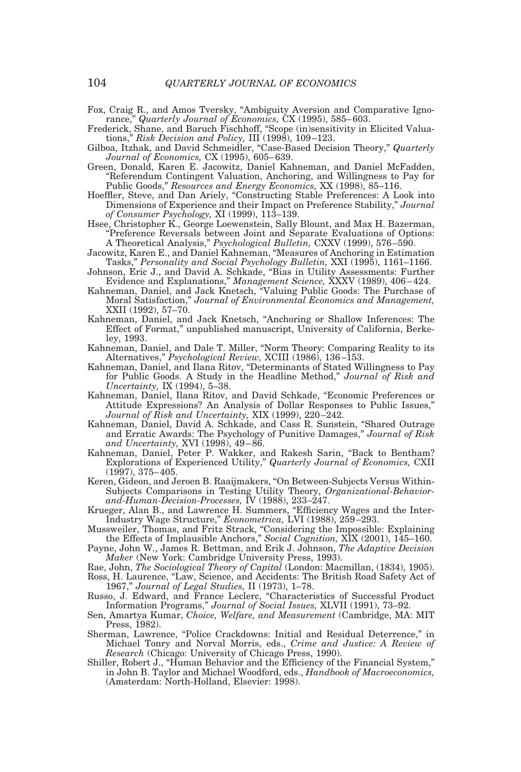Fox, Craig R., and Amos Tversky, "Ambiguity Aversion and Comparative Ignorance," *Quarterly Journal of Economics,* CX (1995), 585–603.

Frederick, Shane, and Baruch Fischhoff, "Scope (in)sensitivity in Elicited Valuations," *Risk Decision and Policy,* III (1998), 109–123.

Gilboa, Itzhak, and David Schmeidler, "Case-Based Decision Theory," *Quarterly Journal of Economics,* CX (1995), 605–639.

Green, Donald, Karen E. Jacowitz, Daniel Kahneman, and Daniel McFadden, "Referendum Contingent Valuation, Anchoring, and Willingness to Pay for Public Goods," *Resources and Energy Economics,* XX (1998), 85–116.

Hoeffler, Steve, and Dan Ariely, "Constructing Stable Preferences: A Look into Dimensions of Experience and their Impact on Preference Stability," *Journal of Consumer Psychology,* XI (1999), 113–139.

Hsee, Christopher K., George Loewenstein, Sally Blount, and Max H. Bazerman, "Preference Reversals between Joint and Separate Evaluations of Options: A Theoretical Analysis," *Psychological Bulletin,* CXXV (1999), 576–590.

Jacowitz, Karen E., and Daniel Kahneman, "Measures of Anchoring in Estimation Tasks," *Personality and Social Psychology Bulletin,* XXI (1995), 1161–1166.

Johnson, Eric J., and David A. Schkade, "Bias in Utility Assessments: Further Evidence and Explanations," *Management Science,* XXXV (1989), 406–424.

Kahneman, Daniel, and Jack Knetsch, "Valuing Public Goods: The Purchase of Moral Satisfaction," *Journal of Environmental Economics and Management,* XXII (1992), 57–70.

Kahneman, Daniel, and Jack Knetsch, "Anchoring or Shallow Inferences: The Effect of Format," unpublished manuscript, University of California, Berkeley, 1993.

Kahneman, Daniel, and Dale T. Miller, "Norm Theory: Comparing Reality to its Alternatives," *Psychological Review,* XCIII (1986), 136–153.

Kahneman, Daniel, and Ilana Ritov, "Determinants of Stated Willingness to Pay for Public Goods. A Study in the Headline Method," *Journal of Risk and Uncertainty,* IX (1994), 5–38.

Kahneman, Daniel, Ilana Ritov, and David Schkade, "Economic Preferences or Attitude Expressions? An Analysis of Dollar Responses to Public Issues," *Journal of Risk and Uncertainty,* XIX (1999), 220–242.

Kahneman, Daniel, David A. Schkade, and Cass R. Sunstein, "Shared Outrage and Erratic Awards: The Psychology of Punitive Damages," *Journal of Risk and Uncertainty,* XVI (1998), 49–86.

Kahneman, Daniel, Peter P. Wakker, and Rakesh Sarin, "Back to Bentham? Explorations of Experienced Utility," *Quarterly Journal of Economics,* CXII (1997), 375–405.

Keren, Gideon, and Jeroen B. Raaijmakers, "On Between-Subjects Versus Within-Subjects Comparisons in Testing Utility Theory, *Organizational-Behavior-and-Human-Decision-Processes,* IV (1988), 233–247.

Krueger, Alan B., and Lawrence H. Summers, "Efficiency Wages and the Inter-Industry Wage Structure," *Econometrica,* LVI (1988), 259–293.

Mussweiler, Thomas, and Fritz Strack, "Considering the Impossible: Explaining the Effects of Implausible Anchors," *Social Cognition,* XIX (2001), 145–160.

Payne, John W., James R. Bettman, and Erik J. Johnson, *The Adaptive Decision Maker* (New York: Cambridge University Press, 1993).

Rae, John, *The Sociological Theory of Capital* (London: Macmillan, (1834), 1905).

Ross, H. Laurence, "Law, Science, and Accidents: The British Road Safety Act of 1967," *Journal of Legal Studies,* II (1973), 1–78.

Russo, J. Edward, and France Leclerc, "Characteristics of Successful Product Information Programs," *Journal of Social Issues,* XLVII (1991), 73–92.

Sen, Amartya Kumar, *Choice, Welfare, and Measurement* (Cambridge, MA: MIT Press, 1982).

Sherman, Lawrence, "Police Crackdowns: Initial and Residual Deterrence," in Michael Tonry and Norval Morris, eds., *Crime and Justice: A Review of Research* (Chicago: University of Chicago Press, 1990).

Shiller, Robert J., "Human Behavior and the Efficiency of the Financial System," in John B. Taylor and Michael Woodford, eds., *Handbook of Macroeconomics,* (Amsterdam: North-Holland, Elsevier: 1998).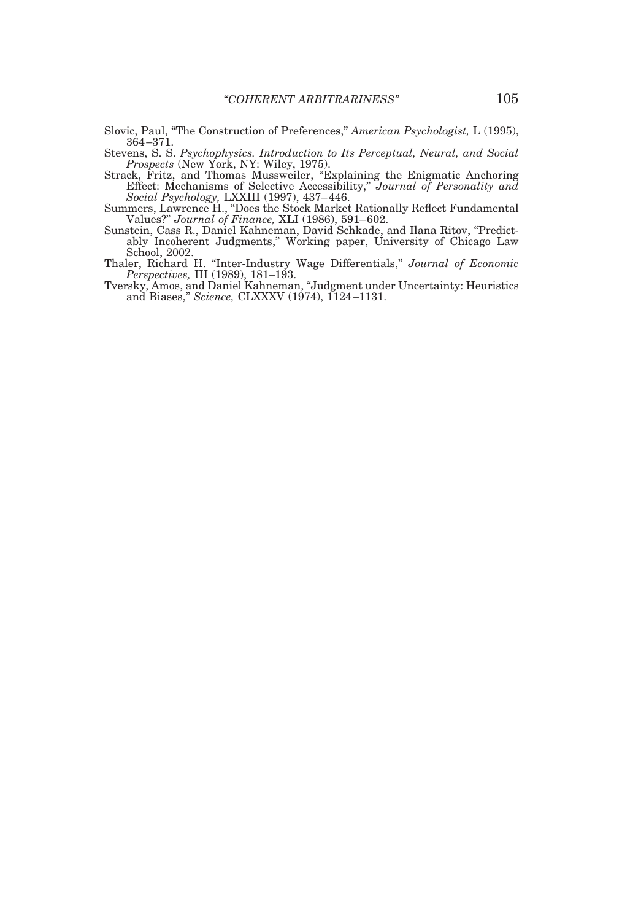Slovic, Paul, "The Construction of Preferences," *American Psychologist,* L (1995), 364–371.

Stevens, S. S. *Psychophysics. Introduction to Its Perceptual, Neural, and Social Prospects* (New York, NY: Wiley, 1975).

Strack, Fritz, and Thomas Mussweiler, "Explaining the Enigmatic Anchoring Effect: Mechanisms of Selective Accessibility," *Journal of Personality and Social Psychology,* LXXIII (1997), 437–446.

Summers, Lawrence H., "Does the Stock Market Rationally Reflect Fundamental Values?" *Journal of Finance,* XLI (1986), 591–602.

Sunstein, Cass R., Daniel Kahneman, David Schkade, and Ilana Ritov, "Predictably Incoherent Judgments," Working paper, University of Chicago Law School, 2002.

Thaler, Richard H. "Inter-Industry Wage Differentials," *Journal of Economic Perspectives,* III (1989), 181–193.

Tversky, Amos, and Daniel Kahneman, "Judgment under Uncertainty: Heuristics and Biases," *Science,* CLXXXV (1974), 1124–1131.